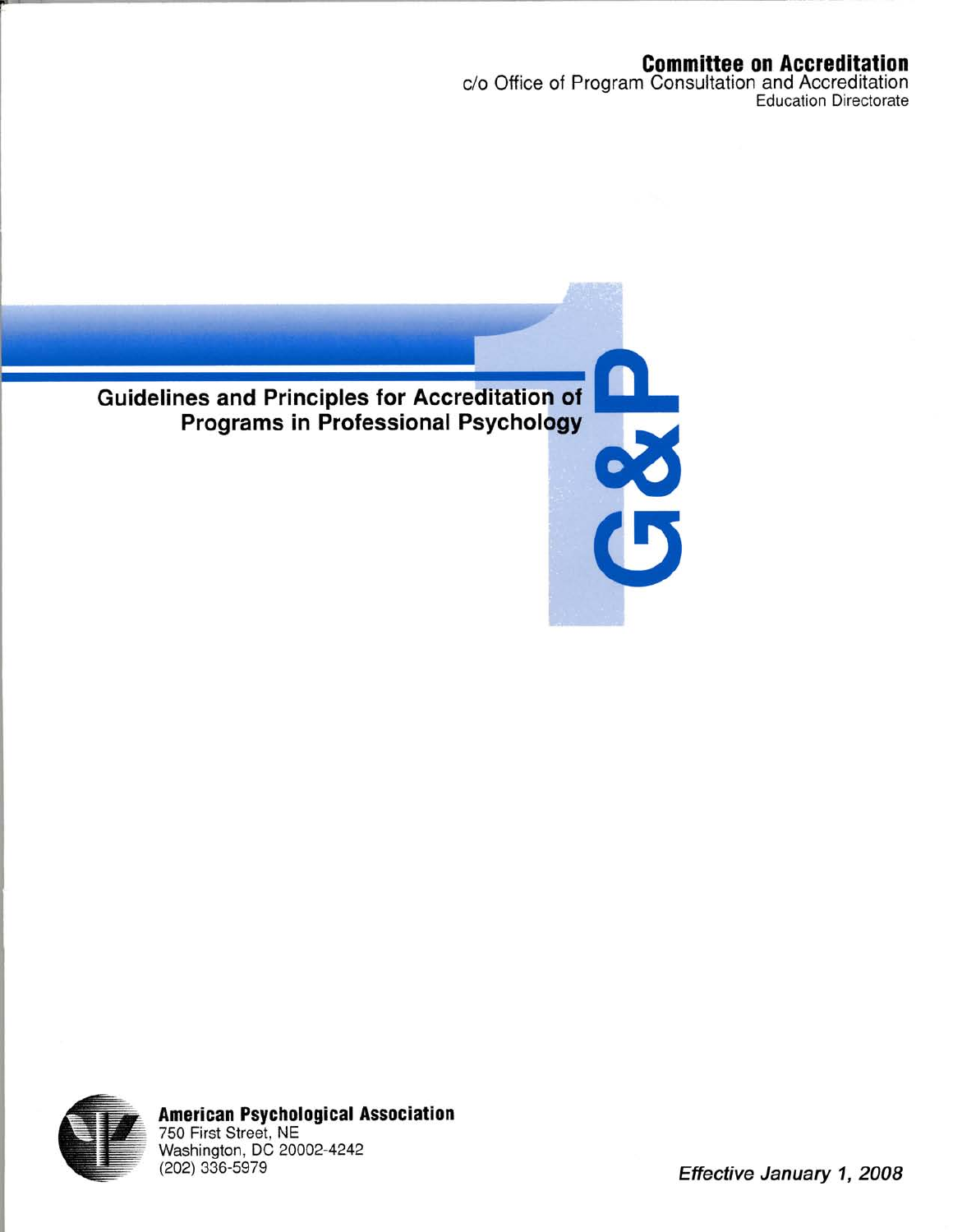**Committee on Accreditation**
c/o Office of Program Consultation and Accreditation
Education Directorate

# Guidelines and Principles for Accreditation of Programs in Professional Psychology

G&P

**American Psychological Association**
750 First Street, NE
Washington, DC 20002-4242
(202) 336-5979

*Effective January 1, 2008*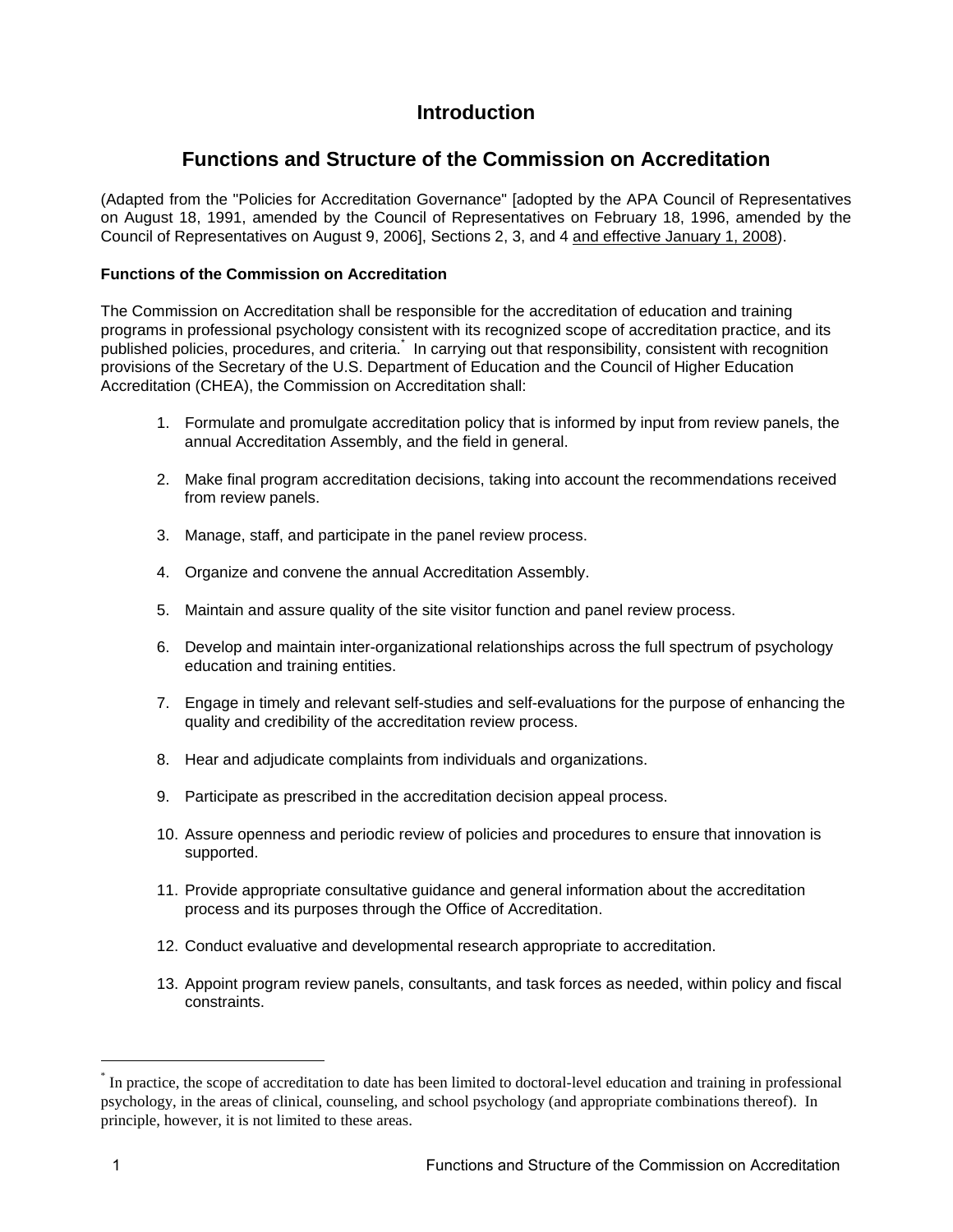# Introduction

## Functions and Structure of the Commission on Accreditation

(Adapted from the "Policies for Accreditation Governance" [adopted by the APA Council of Representatives on August 18, 1991, amended by the Council of Representatives on February 18, 1996, amended by the Council of Representatives on August 9, 2006], Sections 2, 3, and 4 and effective January 1, 2008).

**Functions of the Commission on Accreditation**

The Commission on Accreditation shall be responsible for the accreditation of education and training programs in professional psychology consistent with its recognized scope of accreditation practice, and its published policies, procedures, and criteria.[*] In carrying out that responsibility, consistent with recognition provisions of the Secretary of the U.S. Department of Education and the Council of Higher Education Accreditation (CHEA), the Commission on Accreditation shall:

1. Formulate and promulgate accreditation policy that is informed by input from review panels, the annual Accreditation Assembly, and the field in general.
2. Make final program accreditation decisions, taking into account the recommendations received from review panels.
3. Manage, staff, and participate in the panel review process.
4. Organize and convene the annual Accreditation Assembly.
5. Maintain and assure quality of the site visitor function and panel review process.
6. Develop and maintain inter-organizational relationships across the full spectrum of psychology education and training entities.
7. Engage in timely and relevant self-studies and self-evaluations for the purpose of enhancing the quality and credibility of the accreditation review process.
8. Hear and adjudicate complaints from individuals and organizations.
9. Participate as prescribed in the accreditation decision appeal process.
10. Assure openness and periodic review of policies and procedures to ensure that innovation is supported.
11. Provide appropriate consultative guidance and general information about the accreditation process and its purposes through the Office of Accreditation.
12. Conduct evaluative and developmental research appropriate to accreditation.
13. Appoint program review panels, consultants, and task forces as needed, within policy and fiscal constraints.

---

[*] In practice, the scope of accreditation to date has been limited to doctoral-level education and training in professional psychology, in the areas of clinical, counseling, and school psychology (and appropriate combinations thereof). In principle, however, it is not limited to these areas.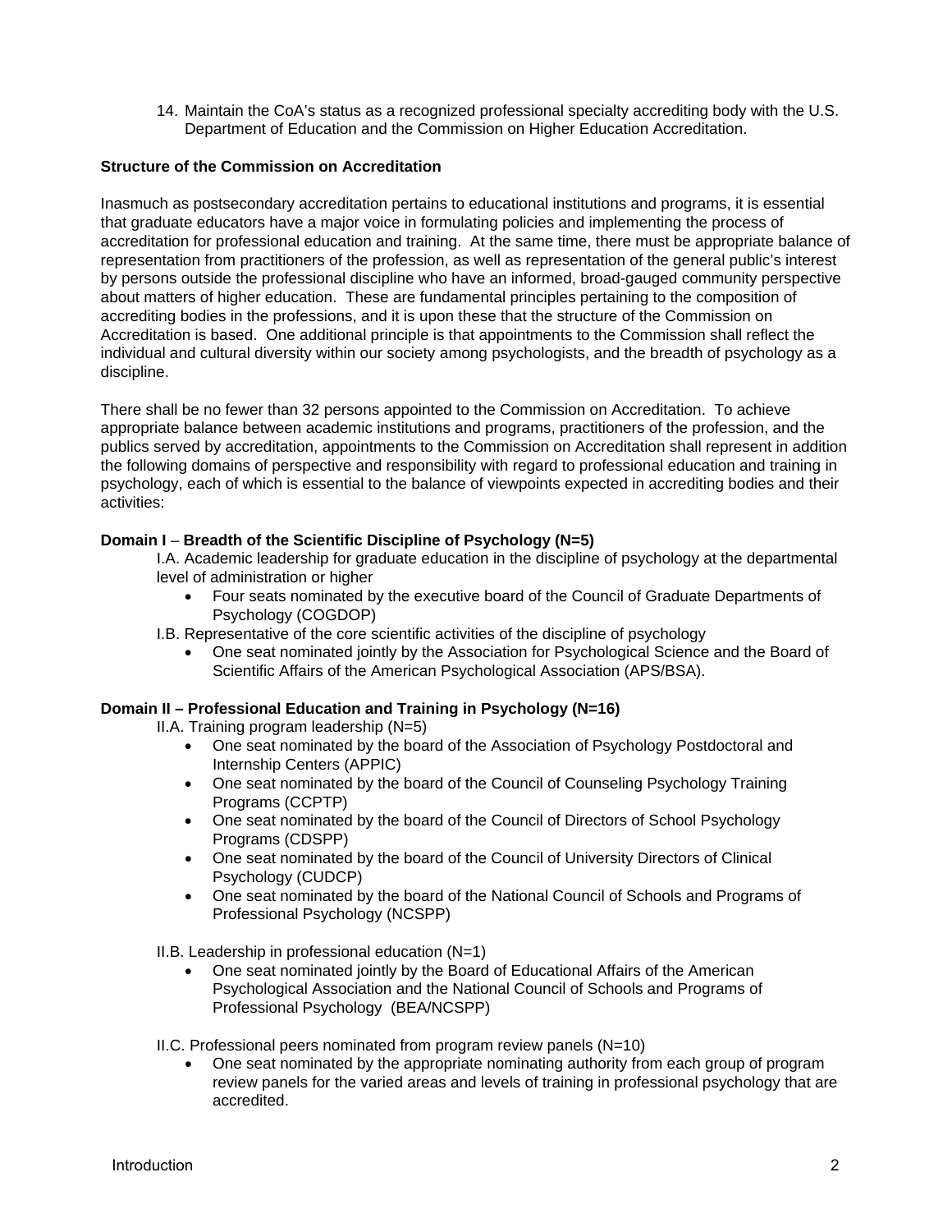14. Maintain the CoA's status as a recognized professional specialty accrediting body with the U.S. Department of Education and the Commission on Higher Education Accreditation.

**Structure of the Commission on Accreditation**

Inasmuch as postsecondary accreditation pertains to educational institutions and programs, it is essential that graduate educators have a major voice in formulating policies and implementing the process of accreditation for professional education and training. At the same time, there must be appropriate balance of representation from practitioners of the profession, as well as representation of the general public's interest by persons outside the professional discipline who have an informed, broad-gauged community perspective about matters of higher education. These are fundamental principles pertaining to the composition of accrediting bodies in the professions, and it is upon these that the structure of the Commission on Accreditation is based. One additional principle is that appointments to the Commission shall reflect the individual and cultural diversity within our society among psychologists, and the breadth of psychology as a discipline.

There shall be no fewer than 32 persons appointed to the Commission on Accreditation. To achieve appropriate balance between academic institutions and programs, practitioners of the profession, and the publics served by accreditation, appointments to the Commission on Accreditation shall represent in addition the following domains of perspective and responsibility with regard to professional education and training in psychology, each of which is essential to the balance of viewpoints expected in accrediting bodies and their activities:

**Domain I – Breadth of the Scientific Discipline of Psychology (N=5)**

I.A. Academic leadership for graduate education in the discipline of psychology at the departmental level of administration or higher

- Four seats nominated by the executive board of the Council of Graduate Departments of Psychology (COGDOP)

I.B. Representative of the core scientific activities of the discipline of psychology

- One seat nominated jointly by the Association for Psychological Science and the Board of Scientific Affairs of the American Psychological Association (APS/BSA).

**Domain II – Professional Education and Training in Psychology (N=16)**

II.A. Training program leadership (N=5)

- One seat nominated by the board of the Association of Psychology Postdoctoral and Internship Centers (APPIC)
- One seat nominated by the board of the Council of Counseling Psychology Training Programs (CCPTP)
- One seat nominated by the board of the Council of Directors of School Psychology Programs (CDSPP)
- One seat nominated by the board of the Council of University Directors of Clinical Psychology (CUDCP)
- One seat nominated by the board of the National Council of Schools and Programs of Professional Psychology (NCSPP)

II.B. Leadership in professional education (N=1)

- One seat nominated jointly by the Board of Educational Affairs of the American Psychological Association and the National Council of Schools and Programs of Professional Psychology (BEA/NCSPP)

II.C. Professional peers nominated from program review panels (N=10)

- One seat nominated by the appropriate nominating authority from each group of program review panels for the varied areas and levels of training in professional psychology that are accredited.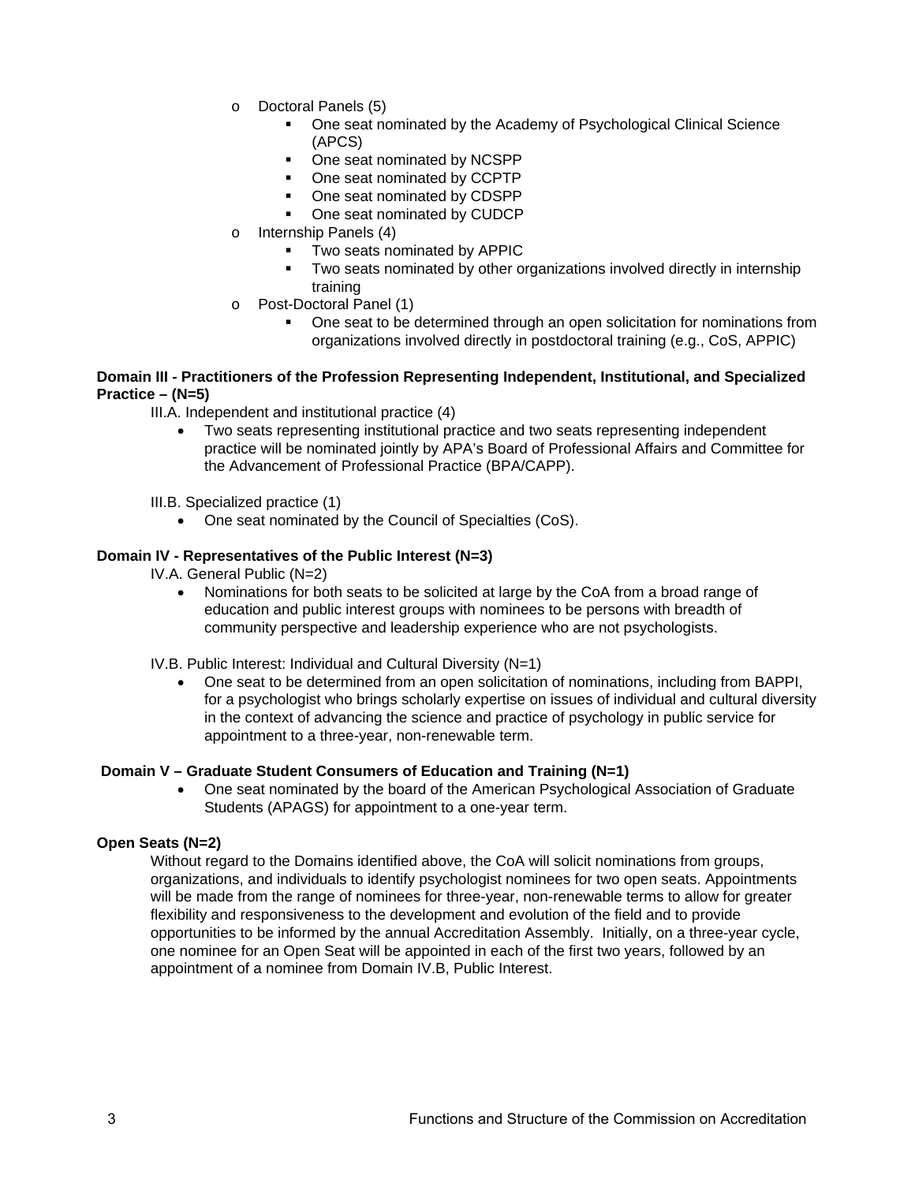- Doctoral Panels (5)
    - One seat nominated by the Academy of Psychological Clinical Science (APCS)
    - One seat nominated by NCSPP
    - One seat nominated by CCPTP
    - One seat nominated by CDSPP
    - One seat nominated by CUDCP
- Internship Panels (4)
    - Two seats nominated by APPIC
    - Two seats nominated by other organizations involved directly in internship training
- Post-Doctoral Panel (1)
    - One seat to be determined through an open solicitation for nominations from organizations involved directly in postdoctoral training (e.g., CoS, APPIC)

**Domain III - Practitioners of the Profession Representing Independent, Institutional, and Specialized Practice – (N=5)**

III.A. Independent and institutional practice (4)

- Two seats representing institutional practice and two seats representing independent practice will be nominated jointly by APA's Board of Professional Affairs and Committee for the Advancement of Professional Practice (BPA/CAPP).

III.B. Specialized practice (1)

- One seat nominated by the Council of Specialties (CoS).

**Domain IV - Representatives of the Public Interest (N=3)**

IV.A. General Public (N=2)

- Nominations for both seats to be solicited at large by the CoA from a broad range of education and public interest groups with nominees to be persons with breadth of community perspective and leadership experience who are not psychologists.

IV.B. Public Interest: Individual and Cultural Diversity (N=1)

- One seat to be determined from an open solicitation of nominations, including from BAPPI, for a psychologist who brings scholarly expertise on issues of individual and cultural diversity in the context of advancing the science and practice of psychology in public service for appointment to a three-year, non-renewable term.

**Domain V – Graduate Student Consumers of Education and Training (N=1)**

- One seat nominated by the board of the American Psychological Association of Graduate Students (APAGS) for appointment to a one-year term.

**Open Seats (N=2)**

Without regard to the Domains identified above, the CoA will solicit nominations from groups, organizations, and individuals to identify psychologist nominees for two open seats. Appointments will be made from the range of nominees for three-year, non-renewable terms to allow for greater flexibility and responsiveness to the development and evolution of the field and to provide opportunities to be informed by the annual Accreditation Assembly. Initially, on a three-year cycle, one nominee for an Open Seat will be appointed in each of the first two years, followed by an appointment of a nominee from Domain IV.B, Public Interest.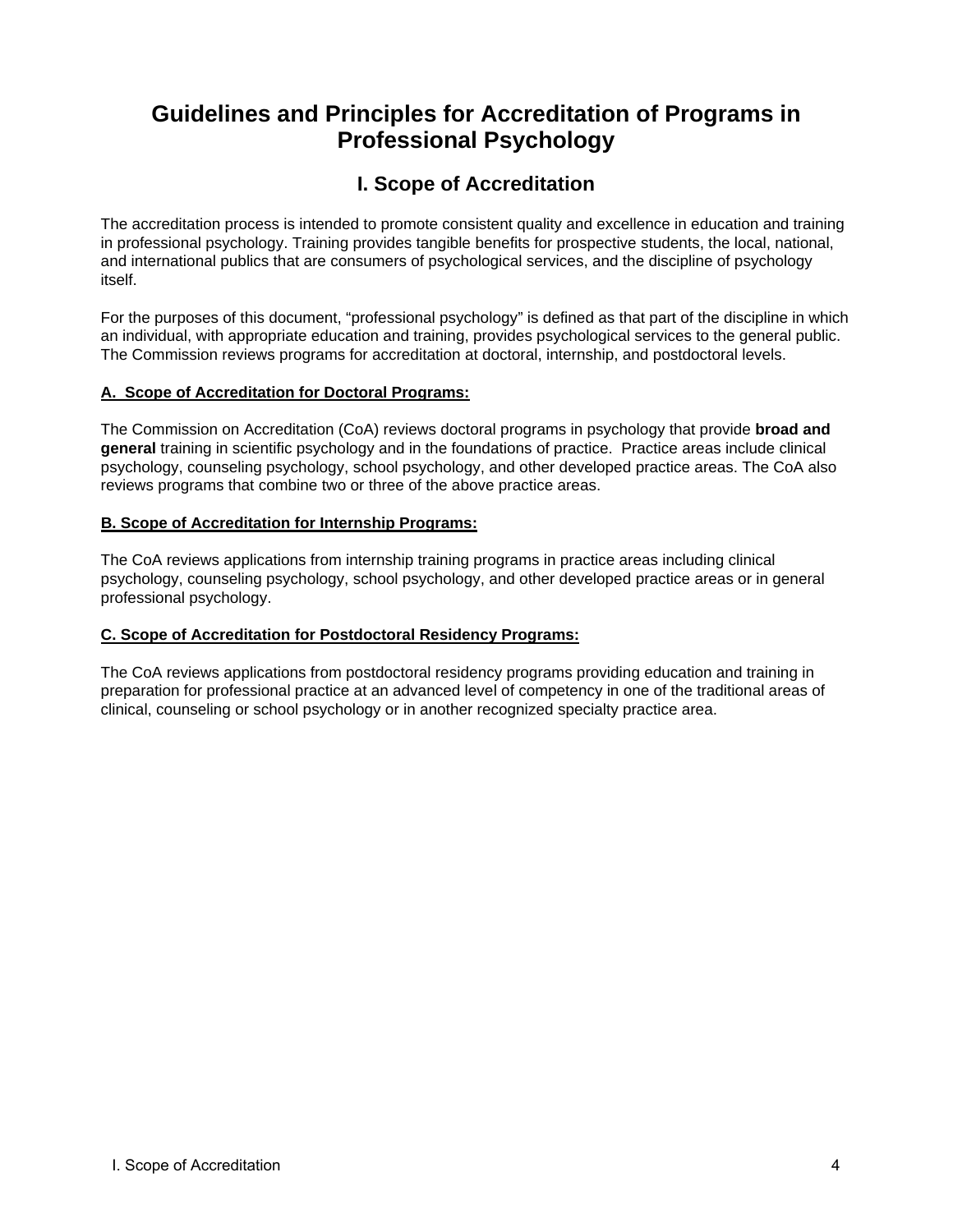# Guidelines and Principles for Accreditation of Programs in Professional Psychology

## I. Scope of Accreditation

The accreditation process is intended to promote consistent quality and excellence in education and training in professional psychology. Training provides tangible benefits for prospective students, the local, national, and international publics that are consumers of psychological services, and the discipline of psychology itself.

For the purposes of this document, "professional psychology" is defined as that part of the discipline in which an individual, with appropriate education and training, provides psychological services to the general public. The Commission reviews programs for accreditation at doctoral, internship, and postdoctoral levels.

### A. Scope of Accreditation for Doctoral Programs:

The Commission on Accreditation (CoA) reviews doctoral programs in psychology that provide **broad and general** training in scientific psychology and in the foundations of practice. Practice areas include clinical psychology, counseling psychology, school psychology, and other developed practice areas. The CoA also reviews programs that combine two or three of the above practice areas.

### B. Scope of Accreditation for Internship Programs:

The CoA reviews applications from internship training programs in practice areas including clinical psychology, counseling psychology, school psychology, and other developed practice areas or in general professional psychology.

### C. Scope of Accreditation for Postdoctoral Residency Programs:

The CoA reviews applications from postdoctoral residency programs providing education and training in preparation for professional practice at an advanced level of competency in one of the traditional areas of clinical, counseling or school psychology or in another recognized specialty practice area.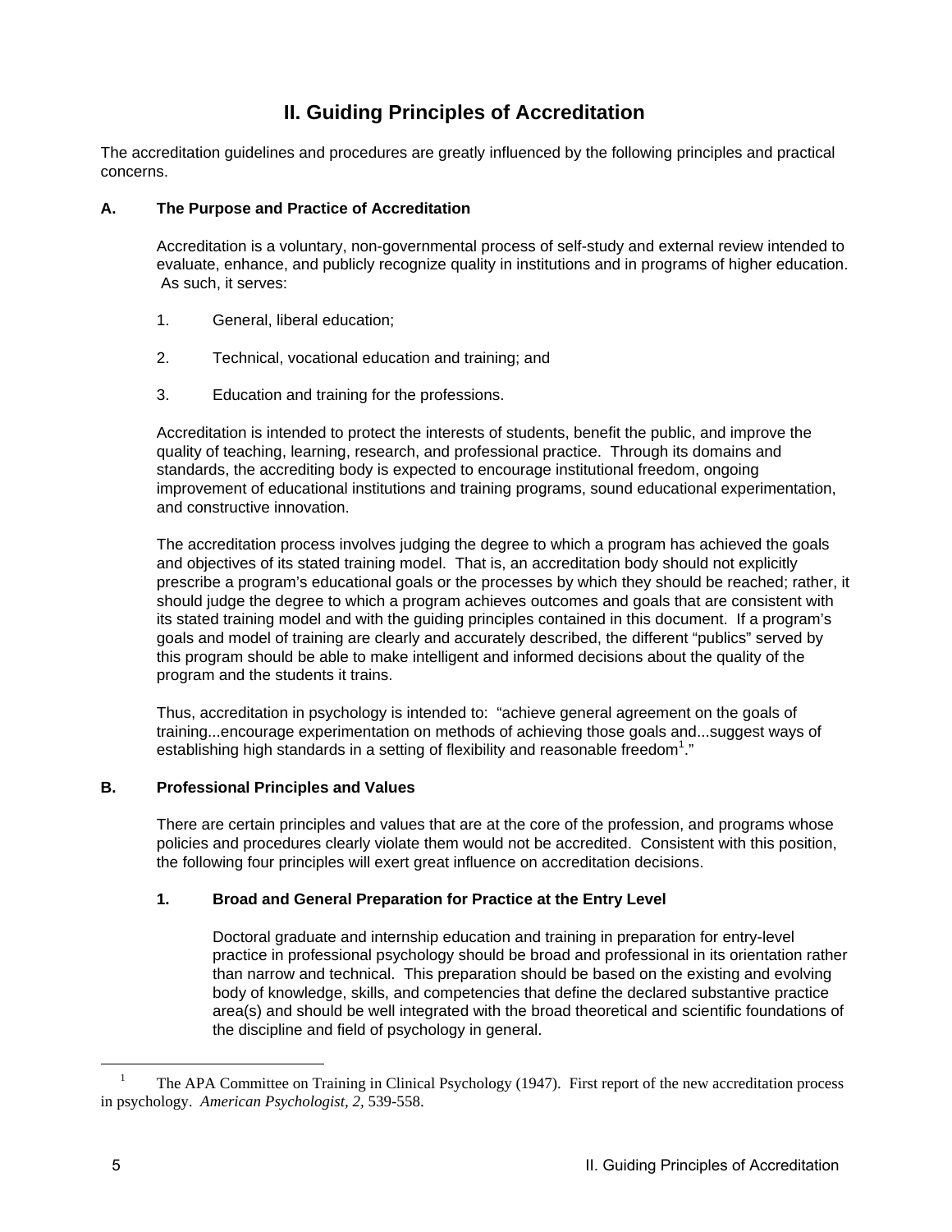# II. Guiding Principles of Accreditation

The accreditation guidelines and procedures are greatly influenced by the following principles and practical concerns.

## A. The Purpose and Practice of Accreditation

Accreditation is a voluntary, non-governmental process of self-study and external review intended to evaluate, enhance, and publicly recognize quality in institutions and in programs of higher education. As such, it serves:

1. General, liberal education;

2. Technical, vocational education and training; and

3. Education and training for the professions.

Accreditation is intended to protect the interests of students, benefit the public, and improve the quality of teaching, learning, research, and professional practice. Through its domains and standards, the accrediting body is expected to encourage institutional freedom, ongoing improvement of educational institutions and training programs, sound educational experimentation, and constructive innovation.

The accreditation process involves judging the degree to which a program has achieved the goals and objectives of its stated training model. That is, an accreditation body should not explicitly prescribe a program's educational goals or the processes by which they should be reached; rather, it should judge the degree to which a program achieves outcomes and goals that are consistent with its stated training model and with the guiding principles contained in this document. If a program's goals and model of training are clearly and accurately described, the different "publics" served by this program should be able to make intelligent and informed decisions about the quality of the program and the students it trains.

Thus, accreditation in psychology is intended to: "achieve general agreement on the goals of training...encourage experimentation on methods of achieving those goals and...suggest ways of establishing high standards in a setting of flexibility and reasonable freedom[1]."

## B. Professional Principles and Values

There are certain principles and values that are at the core of the profession, and programs whose policies and procedures clearly violate them would not be accredited. Consistent with this position, the following four principles will exert great influence on accreditation decisions.

### 1. Broad and General Preparation for Practice at the Entry Level

Doctoral graduate and internship education and training in preparation for entry-level practice in professional psychology should be broad and professional in its orientation rather than narrow and technical. This preparation should be based on the existing and evolving body of knowledge, skills, and competencies that define the declared substantive practice area(s) and should be well integrated with the broad theoretical and scientific foundations of the discipline and field of psychology in general.

---

[1] The APA Committee on Training in Clinical Psychology (1947). First report of the new accreditation process in psychology. *American Psychologist, 2,* 539-558.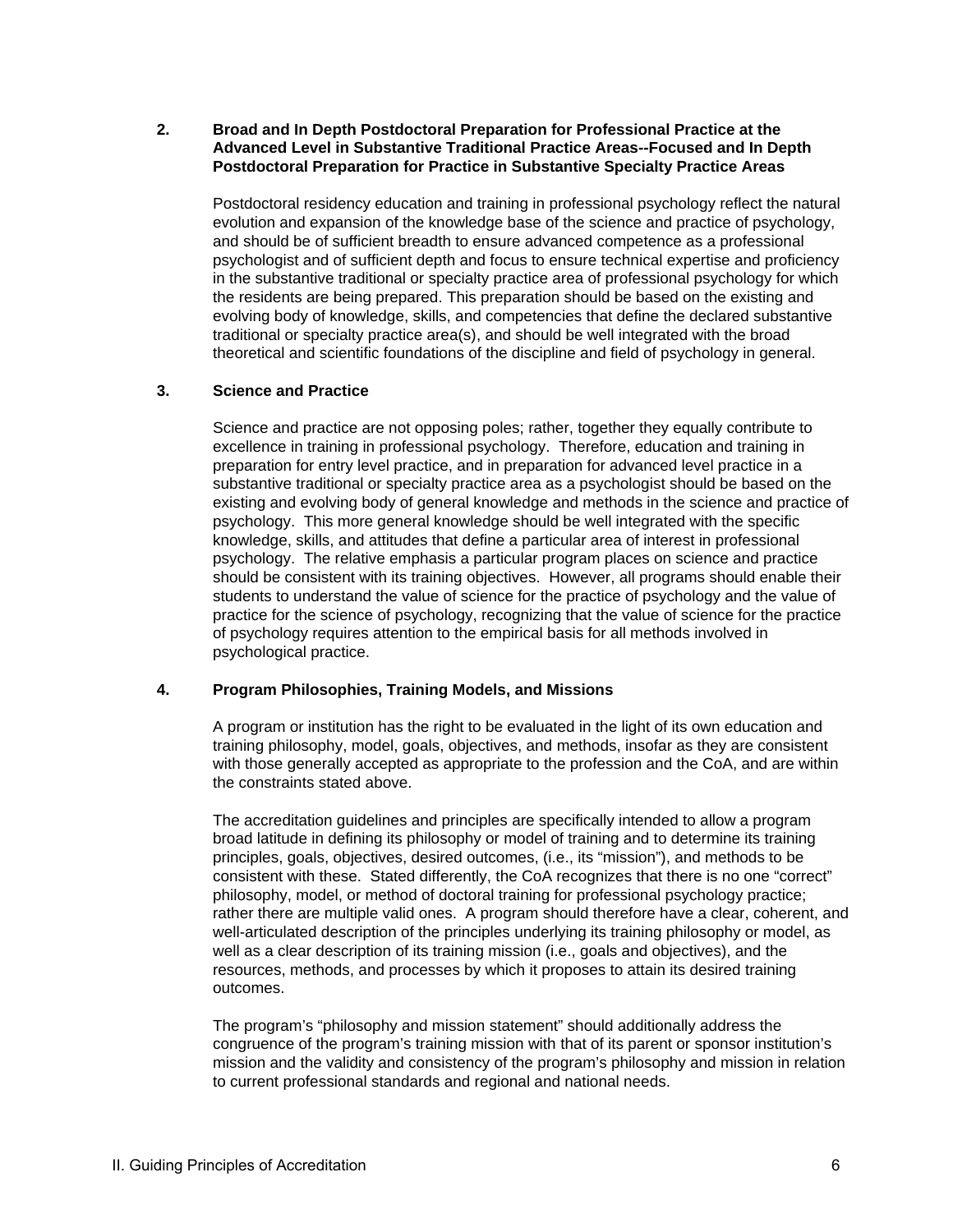**2. Broad and In Depth Postdoctoral Preparation for Professional Practice at the Advanced Level in Substantive Traditional Practice Areas--Focused and In Depth Postdoctoral Preparation for Practice in Substantive Specialty Practice Areas**

Postdoctoral residency education and training in professional psychology reflect the natural evolution and expansion of the knowledge base of the science and practice of psychology, and should be of sufficient breadth to ensure advanced competence as a professional psychologist and of sufficient depth and focus to ensure technical expertise and proficiency in the substantive traditional or specialty practice area of professional psychology for which the residents are being prepared. This preparation should be based on the existing and evolving body of knowledge, skills, and competencies that define the declared substantive traditional or specialty practice area(s), and should be well integrated with the broad theoretical and scientific foundations of the discipline and field of psychology in general.

**3. Science and Practice**

Science and practice are not opposing poles; rather, together they equally contribute to excellence in training in professional psychology. Therefore, education and training in preparation for entry level practice, and in preparation for advanced level practice in a substantive traditional or specialty practice area as a psychologist should be based on the existing and evolving body of general knowledge and methods in the science and practice of psychology. This more general knowledge should be well integrated with the specific knowledge, skills, and attitudes that define a particular area of interest in professional psychology. The relative emphasis a particular program places on science and practice should be consistent with its training objectives. However, all programs should enable their students to understand the value of science for the practice of psychology and the value of practice for the science of psychology, recognizing that the value of science for the practice of psychology requires attention to the empirical basis for all methods involved in psychological practice.

**4. Program Philosophies, Training Models, and Missions**

A program or institution has the right to be evaluated in the light of its own education and training philosophy, model, goals, objectives, and methods, insofar as they are consistent with those generally accepted as appropriate to the profession and the CoA, and are within the constraints stated above.

The accreditation guidelines and principles are specifically intended to allow a program broad latitude in defining its philosophy or model of training and to determine its training principles, goals, objectives, desired outcomes, (i.e., its "mission"), and methods to be consistent with these. Stated differently, the CoA recognizes that there is no one "correct" philosophy, model, or method of doctoral training for professional psychology practice; rather there are multiple valid ones. A program should therefore have a clear, coherent, and well-articulated description of the principles underlying its training philosophy or model, as well as a clear description of its training mission (i.e., goals and objectives), and the resources, methods, and processes by which it proposes to attain its desired training outcomes.

The program's "philosophy and mission statement" should additionally address the congruence of the program's training mission with that of its parent or sponsor institution's mission and the validity and consistency of the program's philosophy and mission in relation to current professional standards and regional and national needs.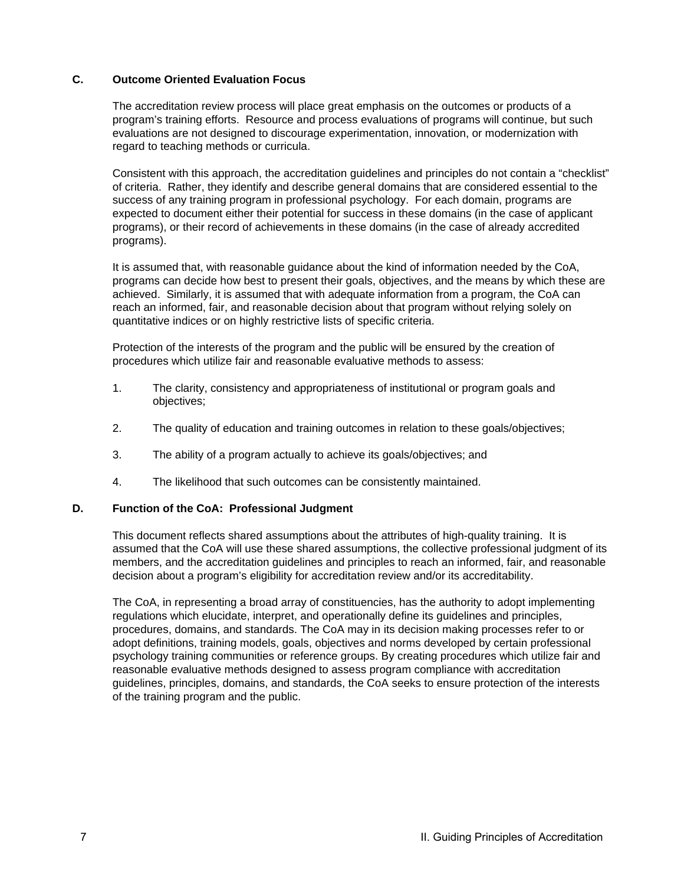### C. Outcome Oriented Evaluation Focus

The accreditation review process will place great emphasis on the outcomes or products of a program's training efforts. Resource and process evaluations of programs will continue, but such evaluations are not designed to discourage experimentation, innovation, or modernization with regard to teaching methods or curricula.

Consistent with this approach, the accreditation guidelines and principles do not contain a "checklist" of criteria. Rather, they identify and describe general domains that are considered essential to the success of any training program in professional psychology. For each domain, programs are expected to document either their potential for success in these domains (in the case of applicant programs), or their record of achievements in these domains (in the case of already accredited programs).

It is assumed that, with reasonable guidance about the kind of information needed by the CoA, programs can decide how best to present their goals, objectives, and the means by which these are achieved. Similarly, it is assumed that with adequate information from a program, the CoA can reach an informed, fair, and reasonable decision about that program without relying solely on quantitative indices or on highly restrictive lists of specific criteria.

Protection of the interests of the program and the public will be ensured by the creation of procedures which utilize fair and reasonable evaluative methods to assess:

1. The clarity, consistency and appropriateness of institutional or program goals and objectives;

2. The quality of education and training outcomes in relation to these goals/objectives;

3. The ability of a program actually to achieve its goals/objectives; and

4. The likelihood that such outcomes can be consistently maintained.

### D. Function of the CoA: Professional Judgment

This document reflects shared assumptions about the attributes of high-quality training. It is assumed that the CoA will use these shared assumptions, the collective professional judgment of its members, and the accreditation guidelines and principles to reach an informed, fair, and reasonable decision about a program's eligibility for accreditation review and/or its accreditability.

The CoA, in representing a broad array of constituencies, has the authority to adopt implementing regulations which elucidate, interpret, and operationally define its guidelines and principles, procedures, domains, and standards. The CoA may in its decision making processes refer to or adopt definitions, training models, goals, objectives and norms developed by certain professional psychology training communities or reference groups. By creating procedures which utilize fair and reasonable evaluative methods designed to assess program compliance with accreditation guidelines, principles, domains, and standards, the CoA seeks to ensure protection of the interests of the training program and the public.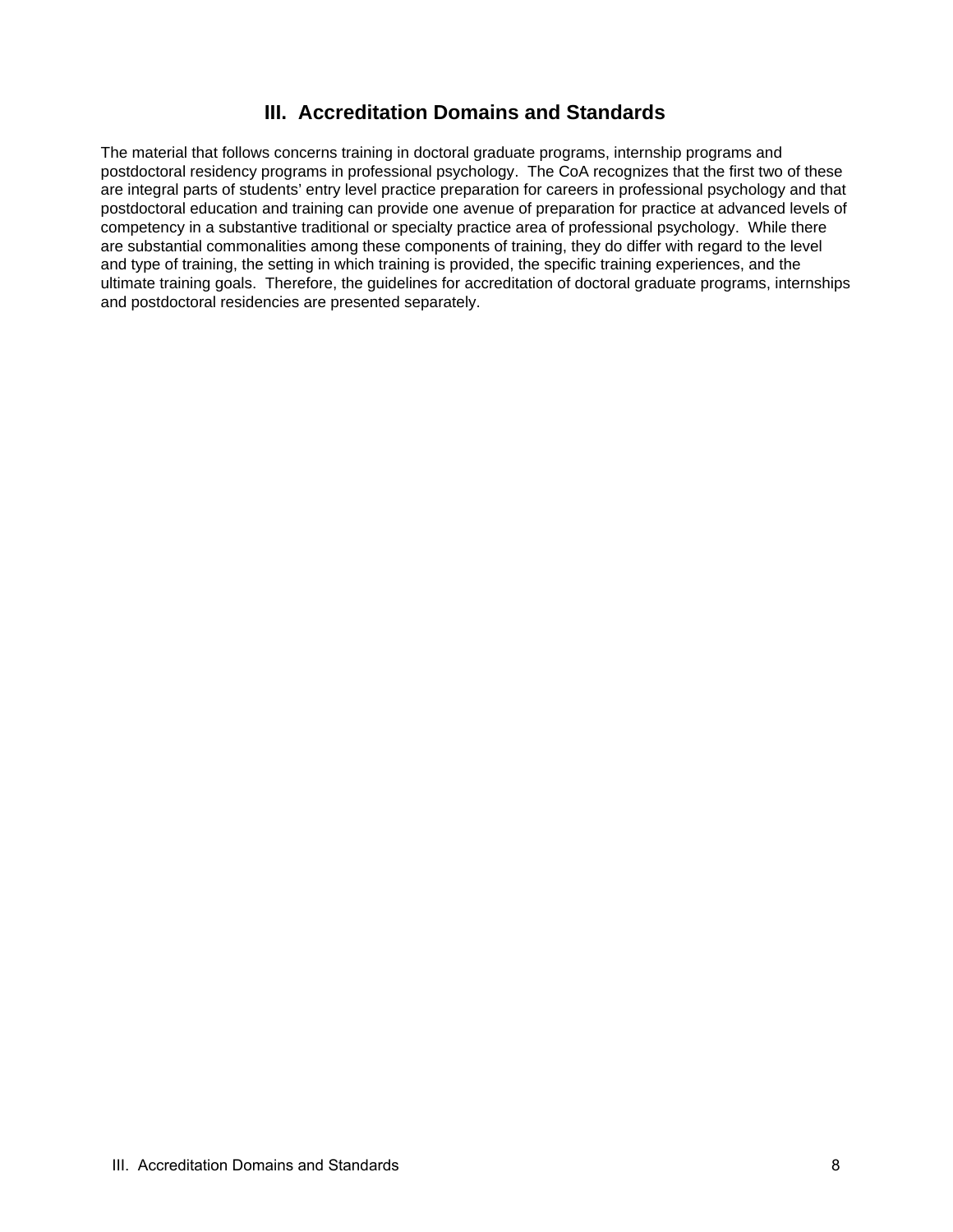# III. Accreditation Domains and Standards

The material that follows concerns training in doctoral graduate programs, internship programs and postdoctoral residency programs in professional psychology. The CoA recognizes that the first two of these are integral parts of students' entry level practice preparation for careers in professional psychology and that postdoctoral education and training can provide one avenue of preparation for practice at advanced levels of competency in a substantive traditional or specialty practice area of professional psychology. While there are substantial commonalities among these components of training, they do differ with regard to the level and type of training, the setting in which training is provided, the specific training experiences, and the ultimate training goals. Therefore, the guidelines for accreditation of doctoral graduate programs, internships and postdoctoral residencies are presented separately.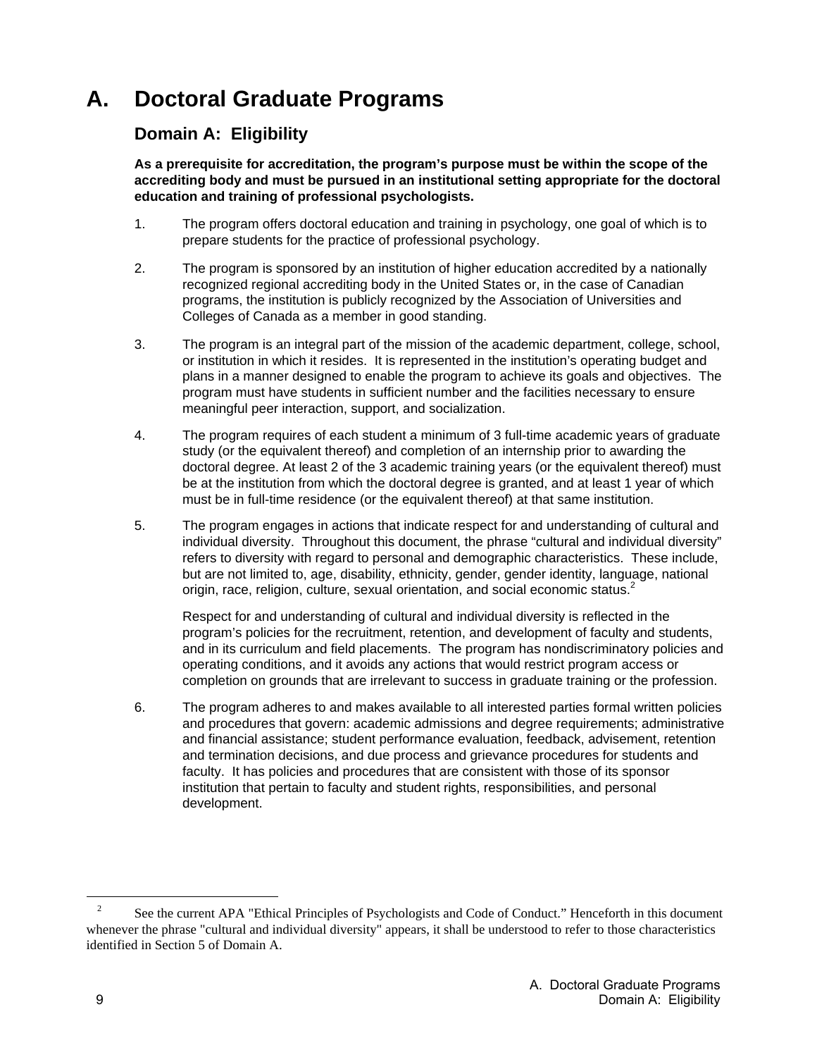# A. Doctoral Graduate Programs

## Domain A: Eligibility

**As a prerequisite for accreditation, the program's purpose must be within the scope of the accrediting body and must be pursued in an institutional setting appropriate for the doctoral education and training of professional psychologists.**

1. The program offers doctoral education and training in psychology, one goal of which is to prepare students for the practice of professional psychology.

2. The program is sponsored by an institution of higher education accredited by a nationally recognized regional accrediting body in the United States or, in the case of Canadian programs, the institution is publicly recognized by the Association of Universities and Colleges of Canada as a member in good standing.

3. The program is an integral part of the mission of the academic department, college, school, or institution in which it resides. It is represented in the institution's operating budget and plans in a manner designed to enable the program to achieve its goals and objectives. The program must have students in sufficient number and the facilities necessary to ensure meaningful peer interaction, support, and socialization.

4. The program requires of each student a minimum of 3 full-time academic years of graduate study (or the equivalent thereof) and completion of an internship prior to awarding the doctoral degree. At least 2 of the 3 academic training years (or the equivalent thereof) must be at the institution from which the doctoral degree is granted, and at least 1 year of which must be in full-time residence (or the equivalent thereof) at that same institution.

5. The program engages in actions that indicate respect for and understanding of cultural and individual diversity. Throughout this document, the phrase "cultural and individual diversity" refers to diversity with regard to personal and demographic characteristics. These include, but are not limited to, age, disability, ethnicity, gender, gender identity, language, national origin, race, religion, culture, sexual orientation, and social economic status.[2]

   Respect for and understanding of cultural and individual diversity is reflected in the program's policies for the recruitment, retention, and development of faculty and students, and in its curriculum and field placements. The program has nondiscriminatory policies and operating conditions, and it avoids any actions that would restrict program access or completion on grounds that are irrelevant to success in graduate training or the profession.

6. The program adheres to and makes available to all interested parties formal written policies and procedures that govern: academic admissions and degree requirements; administrative and financial assistance; student performance evaluation, feedback, advisement, retention and termination decisions, and due process and grievance procedures for students and faculty. It has policies and procedures that are consistent with those of its sponsor institution that pertain to faculty and student rights, responsibilities, and personal development.

---

[2] See the current APA "Ethical Principles of Psychologists and Code of Conduct." Henceforth in this document whenever the phrase "cultural and individual diversity" appears, it shall be understood to refer to those characteristics identified in Section 5 of Domain A.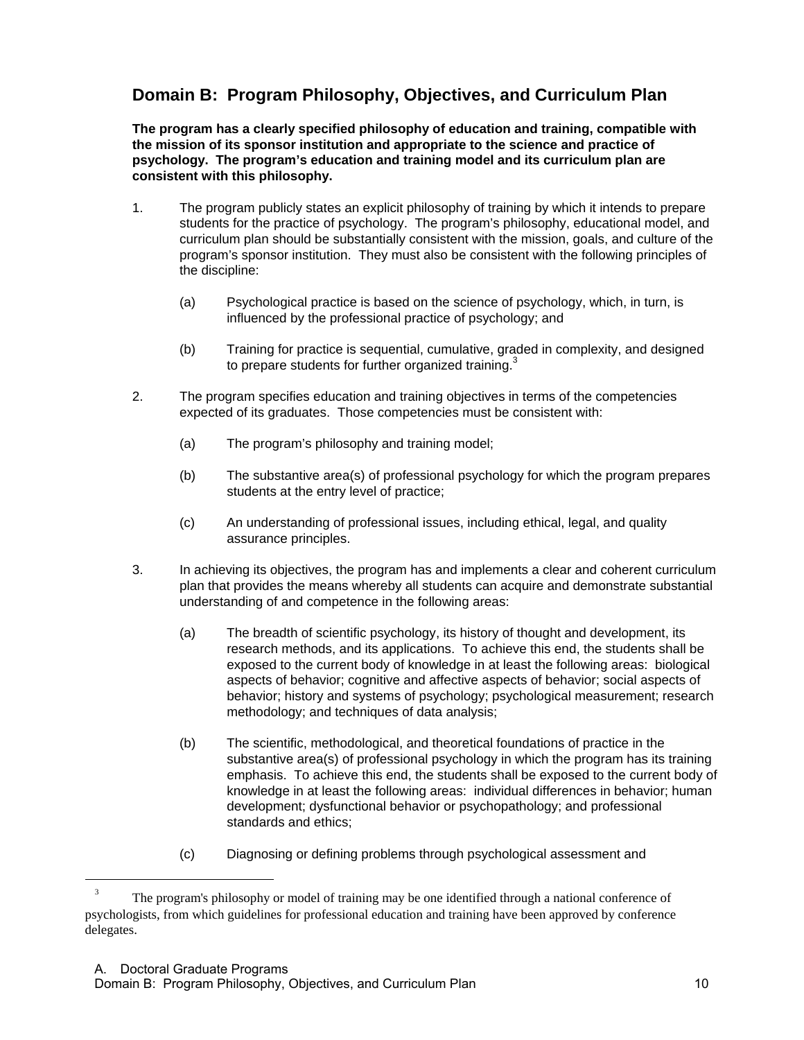## Domain B: Program Philosophy, Objectives, and Curriculum Plan

**The program has a clearly specified philosophy of education and training, compatible with the mission of its sponsor institution and appropriate to the science and practice of psychology. The program's education and training model and its curriculum plan are consistent with this philosophy.**

1. The program publicly states an explicit philosophy of training by which it intends to prepare students for the practice of psychology. The program's philosophy, educational model, and curriculum plan should be substantially consistent with the mission, goals, and culture of the program's sponsor institution. They must also be consistent with the following principles of the discipline:

   (a) Psychological practice is based on the science of psychology, which, in turn, is influenced by the professional practice of psychology; and

   (b) Training for practice is sequential, cumulative, graded in complexity, and designed to prepare students for further organized training.[3]

2. The program specifies education and training objectives in terms of the competencies expected of its graduates. Those competencies must be consistent with:

   (a) The program's philosophy and training model;

   (b) The substantive area(s) of professional psychology for which the program prepares students at the entry level of practice;

   (c) An understanding of professional issues, including ethical, legal, and quality assurance principles.

3. In achieving its objectives, the program has and implements a clear and coherent curriculum plan that provides the means whereby all students can acquire and demonstrate substantial understanding of and competence in the following areas:

   (a) The breadth of scientific psychology, its history of thought and development, its research methods, and its applications. To achieve this end, the students shall be exposed to the current body of knowledge in at least the following areas: biological aspects of behavior; cognitive and affective aspects of behavior; social aspects of behavior; history and systems of psychology; psychological measurement; research methodology; and techniques of data analysis;

   (b) The scientific, methodological, and theoretical foundations of practice in the substantive area(s) of professional psychology in which the program has its training emphasis. To achieve this end, the students shall be exposed to the current body of knowledge in at least the following areas: individual differences in behavior; human development; dysfunctional behavior or psychopathology; and professional standards and ethics;

   (c) Diagnosing or defining problems through psychological assessment and

[3] The program's philosophy or model of training may be one identified through a national conference of psychologists, from which guidelines for professional education and training have been approved by conference delegates.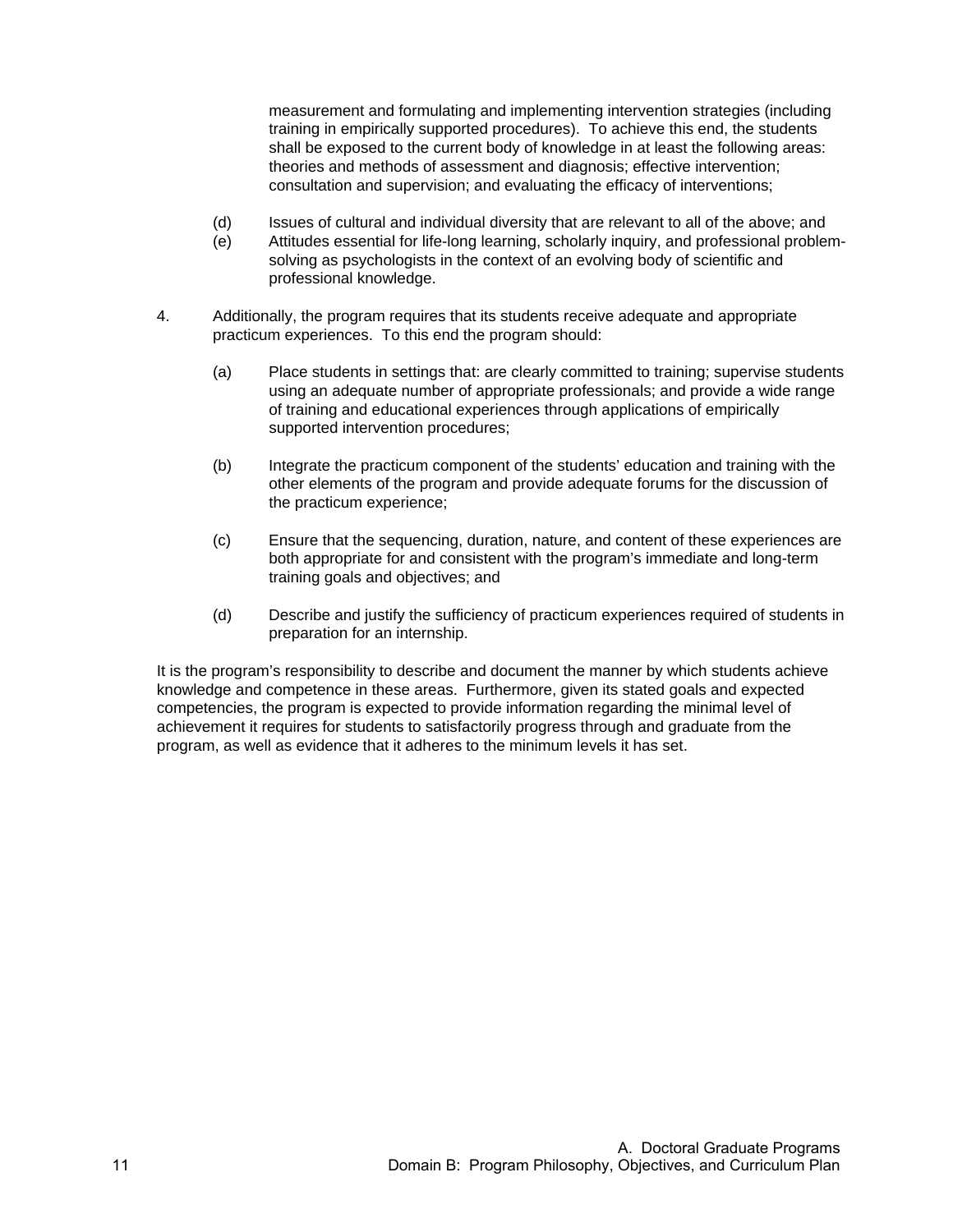measurement and formulating and implementing intervention strategies (including training in empirically supported procedures). To achieve this end, the students shall be exposed to the current body of knowledge in at least the following areas: theories and methods of assessment and diagnosis; effective intervention; consultation and supervision; and evaluating the efficacy of interventions;

(d) Issues of cultural and individual diversity that are relevant to all of the above; and

(e) Attitudes essential for life-long learning, scholarly inquiry, and professional problem-solving as psychologists in the context of an evolving body of scientific and professional knowledge.

4. Additionally, the program requires that its students receive adequate and appropriate practicum experiences. To this end the program should:

   (a) Place students in settings that: are clearly committed to training; supervise students using an adequate number of appropriate professionals; and provide a wide range of training and educational experiences through applications of empirically supported intervention procedures;

   (b) Integrate the practicum component of the students' education and training with the other elements of the program and provide adequate forums for the discussion of the practicum experience;

   (c) Ensure that the sequencing, duration, nature, and content of these experiences are both appropriate for and consistent with the program's immediate and long-term training goals and objectives; and

   (d) Describe and justify the sufficiency of practicum experiences required of students in preparation for an internship.

It is the program's responsibility to describe and document the manner by which students achieve knowledge and competence in these areas. Furthermore, given its stated goals and expected competencies, the program is expected to provide information regarding the minimal level of achievement it requires for students to satisfactorily progress through and graduate from the program, as well as evidence that it adheres to the minimum levels it has set.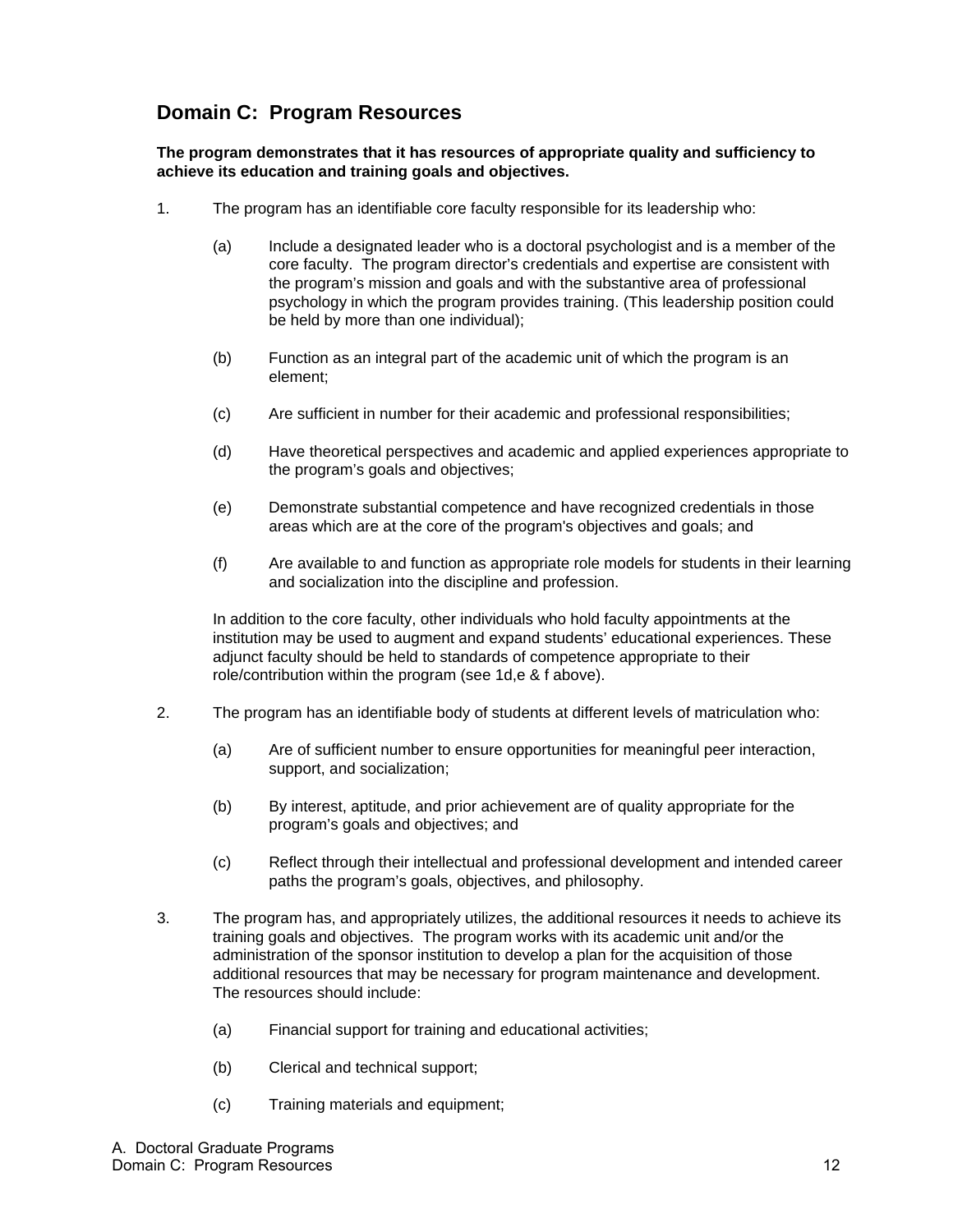## Domain C: Program Resources

**The program demonstrates that it has resources of appropriate quality and sufficiency to achieve its education and training goals and objectives.**

1. The program has an identifiable core faculty responsible for its leadership who:

   (a) Include a designated leader who is a doctoral psychologist and is a member of the core faculty. The program director's credentials and expertise are consistent with the program's mission and goals and with the substantive area of professional psychology in which the program provides training. (This leadership position could be held by more than one individual);

   (b) Function as an integral part of the academic unit of which the program is an element;

   (c) Are sufficient in number for their academic and professional responsibilities;

   (d) Have theoretical perspectives and academic and applied experiences appropriate to the program's goals and objectives;

   (e) Demonstrate substantial competence and have recognized credentials in those areas which are at the core of the program's objectives and goals; and

   (f) Are available to and function as appropriate role models for students in their learning and socialization into the discipline and profession.

   In addition to the core faculty, other individuals who hold faculty appointments at the institution may be used to augment and expand students' educational experiences. These adjunct faculty should be held to standards of competence appropriate to their role/contribution within the program (see 1d,e & f above).

2. The program has an identifiable body of students at different levels of matriculation who:

   (a) Are of sufficient number to ensure opportunities for meaningful peer interaction, support, and socialization;

   (b) By interest, aptitude, and prior achievement are of quality appropriate for the program's goals and objectives; and

   (c) Reflect through their intellectual and professional development and intended career paths the program's goals, objectives, and philosophy.

3. The program has, and appropriately utilizes, the additional resources it needs to achieve its training goals and objectives. The program works with its academic unit and/or the administration of the sponsor institution to develop a plan for the acquisition of those additional resources that may be necessary for program maintenance and development. The resources should include:

   (a) Financial support for training and educational activities;

   (b) Clerical and technical support;

   (c) Training materials and equipment;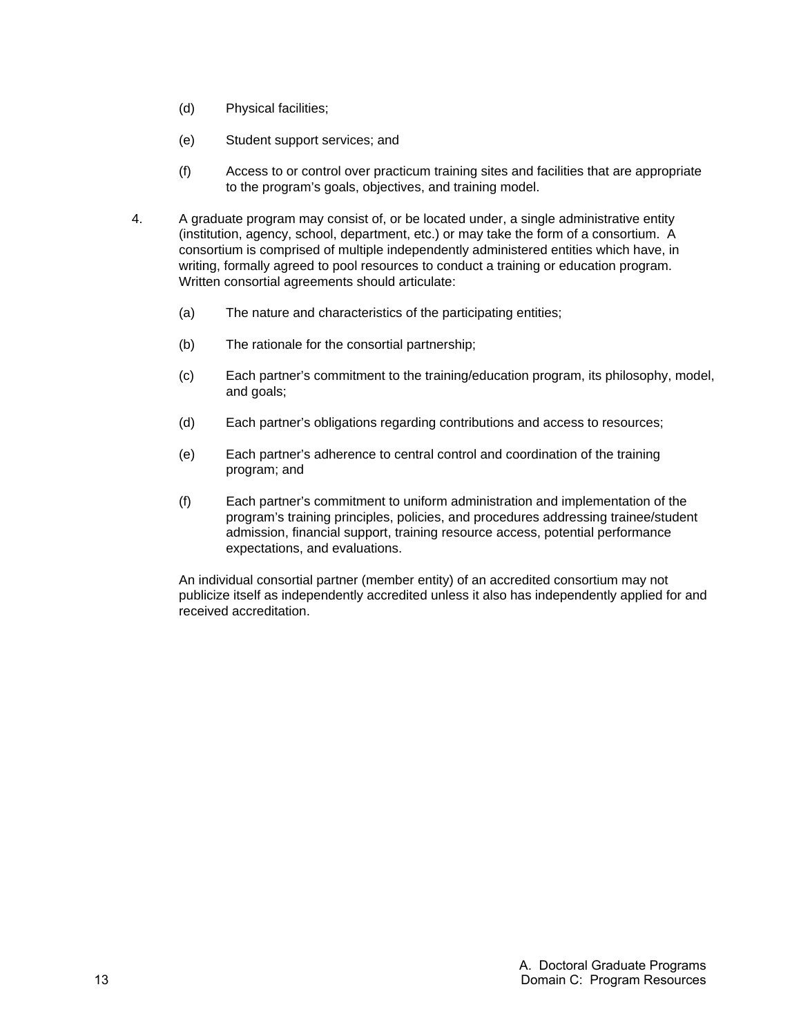(d) Physical facilities;

(e) Student support services; and

(f) Access to or control over practicum training sites and facilities that are appropriate to the program's goals, objectives, and training model.

4. A graduate program may consist of, or be located under, a single administrative entity (institution, agency, school, department, etc.) or may take the form of a consortium. A consortium is comprised of multiple independently administered entities which have, in writing, formally agreed to pool resources to conduct a training or education program. Written consortial agreements should articulate:

   (a) The nature and characteristics of the participating entities;

   (b) The rationale for the consortial partnership;

   (c) Each partner's commitment to the training/education program, its philosophy, model, and goals;

   (d) Each partner's obligations regarding contributions and access to resources;

   (e) Each partner's adherence to central control and coordination of the training program; and

   (f) Each partner's commitment to uniform administration and implementation of the program's training principles, policies, and procedures addressing trainee/student admission, financial support, training resource access, potential performance expectations, and evaluations.

   An individual consortial partner (member entity) of an accredited consortium may not publicize itself as independently accredited unless it also has independently applied for and received accreditation.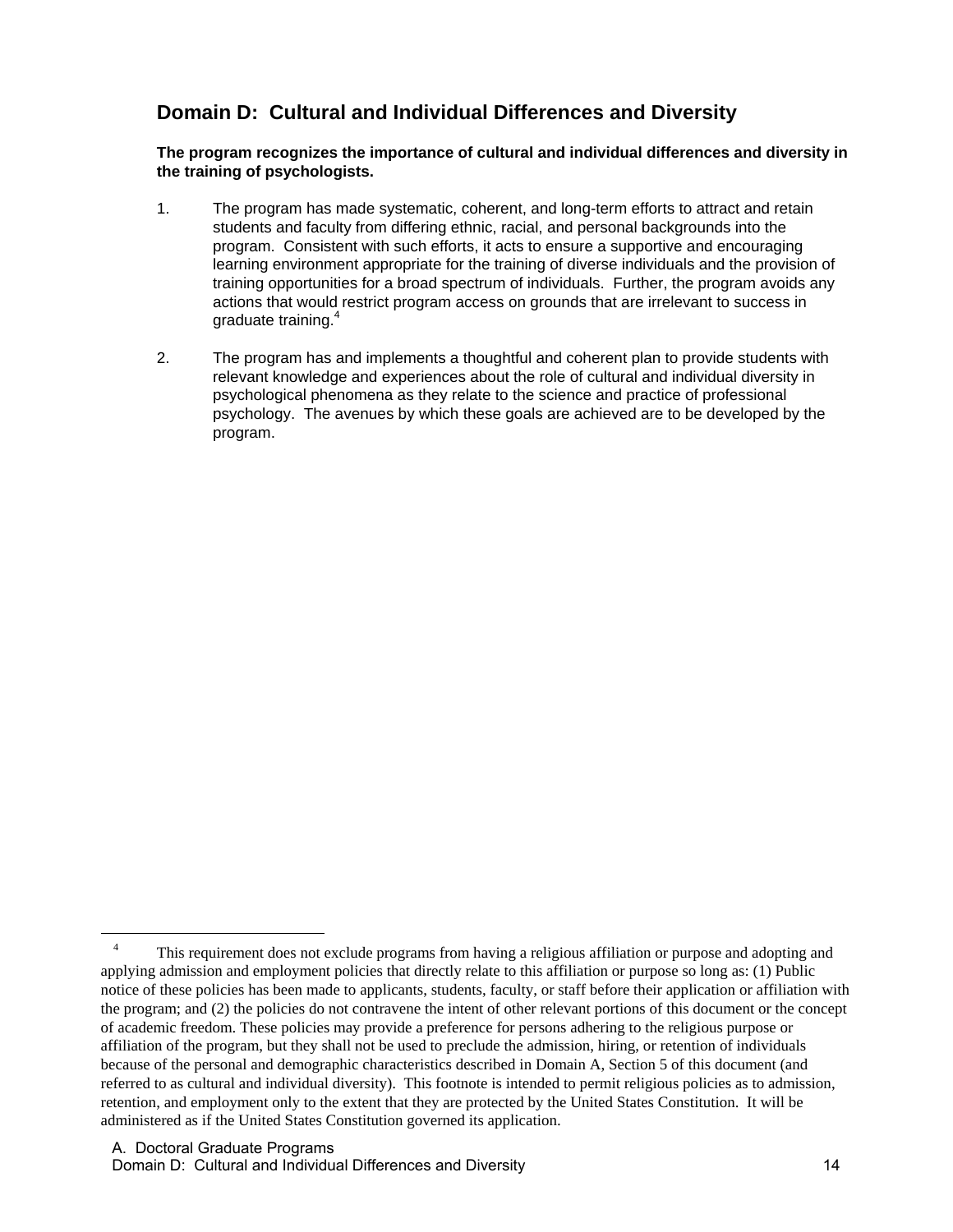## Domain D: Cultural and Individual Differences and Diversity

**The program recognizes the importance of cultural and individual differences and diversity in the training of psychologists.**

1. The program has made systematic, coherent, and long-term efforts to attract and retain students and faculty from differing ethnic, racial, and personal backgrounds into the program. Consistent with such efforts, it acts to ensure a supportive and encouraging learning environment appropriate for the training of diverse individuals and the provision of training opportunities for a broad spectrum of individuals. Further, the program avoids any actions that would restrict program access on grounds that are irrelevant to success in graduate training.[4]

2. The program has and implements a thoughtful and coherent plan to provide students with relevant knowledge and experiences about the role of cultural and individual diversity in psychological phenomena as they relate to the science and practice of professional psychology. The avenues by which these goals are achieved are to be developed by the program.

---

[4] This requirement does not exclude programs from having a religious affiliation or purpose and adopting and applying admission and employment policies that directly relate to this affiliation or purpose so long as: (1) Public notice of these policies has been made to applicants, students, faculty, or staff before their application or affiliation with the program; and (2) the policies do not contravene the intent of other relevant portions of this document or the concept of academic freedom. These policies may provide a preference for persons adhering to the religious purpose or affiliation of the program, but they shall not be used to preclude the admission, hiring, or retention of individuals because of the personal and demographic characteristics described in Domain A, Section 5 of this document (and referred to as cultural and individual diversity). This footnote is intended to permit religious policies as to admission, retention, and employment only to the extent that they are protected by the United States Constitution. It will be administered as if the United States Constitution governed its application.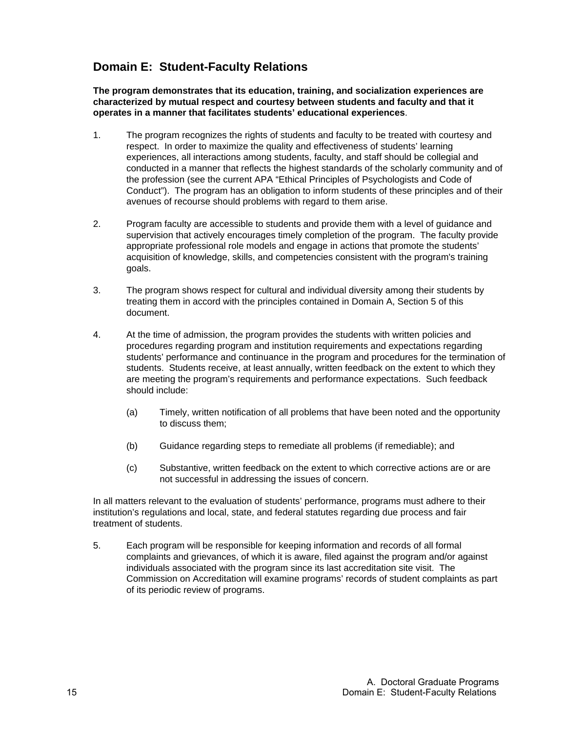## Domain E: Student-Faculty Relations

**The program demonstrates that its education, training, and socialization experiences are characterized by mutual respect and courtesy between students and faculty and that it operates in a manner that facilitates students' educational experiences**.

1. The program recognizes the rights of students and faculty to be treated with courtesy and respect. In order to maximize the quality and effectiveness of students' learning experiences, all interactions among students, faculty, and staff should be collegial and conducted in a manner that reflects the highest standards of the scholarly community and of the profession (see the current APA "Ethical Principles of Psychologists and Code of Conduct"). The program has an obligation to inform students of these principles and of their avenues of recourse should problems with regard to them arise.

2. Program faculty are accessible to students and provide them with a level of guidance and supervision that actively encourages timely completion of the program. The faculty provide appropriate professional role models and engage in actions that promote the students' acquisition of knowledge, skills, and competencies consistent with the program's training goals.

3. The program shows respect for cultural and individual diversity among their students by treating them in accord with the principles contained in Domain A, Section 5 of this document.

4. At the time of admission, the program provides the students with written policies and procedures regarding program and institution requirements and expectations regarding students' performance and continuance in the program and procedures for the termination of students. Students receive, at least annually, written feedback on the extent to which they are meeting the program's requirements and performance expectations. Such feedback should include:

   (a) Timely, written notification of all problems that have been noted and the opportunity to discuss them;

   (b) Guidance regarding steps to remediate all problems (if remediable); and

   (c) Substantive, written feedback on the extent to which corrective actions are or are not successful in addressing the issues of concern.

In all matters relevant to the evaluation of students' performance, programs must adhere to their institution's regulations and local, state, and federal statutes regarding due process and fair treatment of students.

5. Each program will be responsible for keeping information and records of all formal complaints and grievances, of which it is aware, filed against the program and/or against individuals associated with the program since its last accreditation site visit. The Commission on Accreditation will examine programs' records of student complaints as part of its periodic review of programs.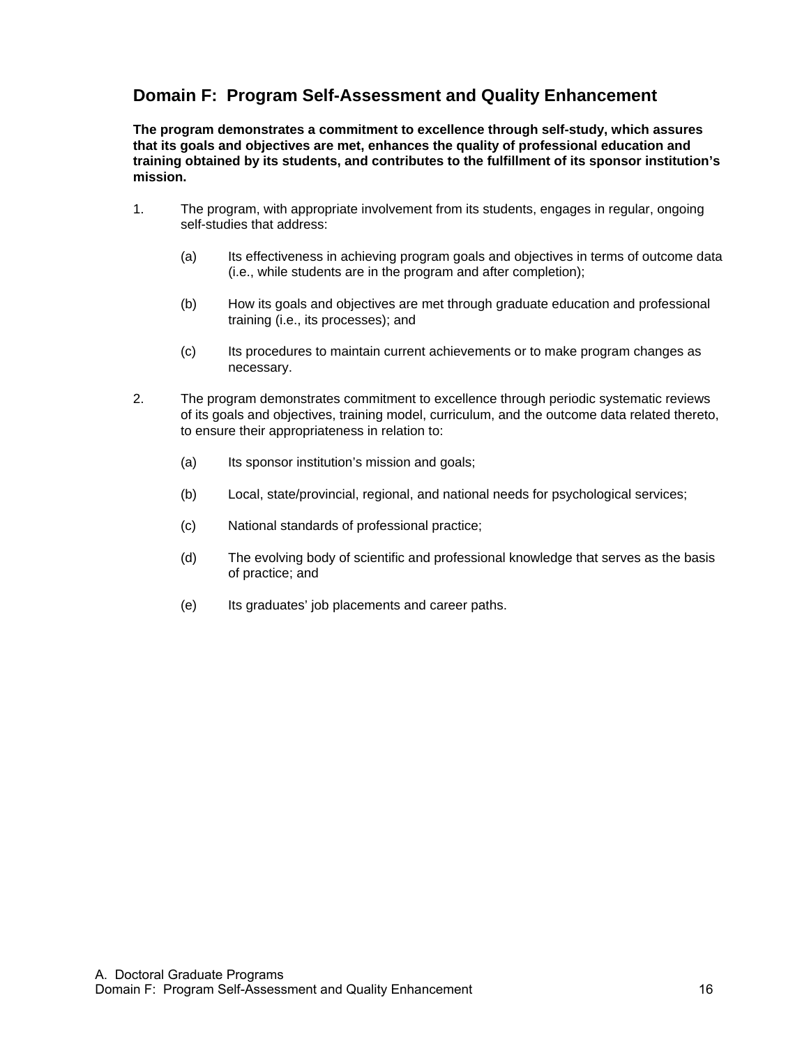## Domain F: Program Self-Assessment and Quality Enhancement

**The program demonstrates a commitment to excellence through self-study, which assures that its goals and objectives are met, enhances the quality of professional education and training obtained by its students, and contributes to the fulfillment of its sponsor institution's mission.**

1. The program, with appropriate involvement from its students, engages in regular, ongoing self-studies that address:

   (a) Its effectiveness in achieving program goals and objectives in terms of outcome data (i.e., while students are in the program and after completion);

   (b) How its goals and objectives are met through graduate education and professional training (i.e., its processes); and

   (c) Its procedures to maintain current achievements or to make program changes as necessary.

2. The program demonstrates commitment to excellence through periodic systematic reviews of its goals and objectives, training model, curriculum, and the outcome data related thereto, to ensure their appropriateness in relation to:

   (a) Its sponsor institution's mission and goals;

   (b) Local, state/provincial, regional, and national needs for psychological services;

   (c) National standards of professional practice;

   (d) The evolving body of scientific and professional knowledge that serves as the basis of practice; and

   (e) Its graduates' job placements and career paths.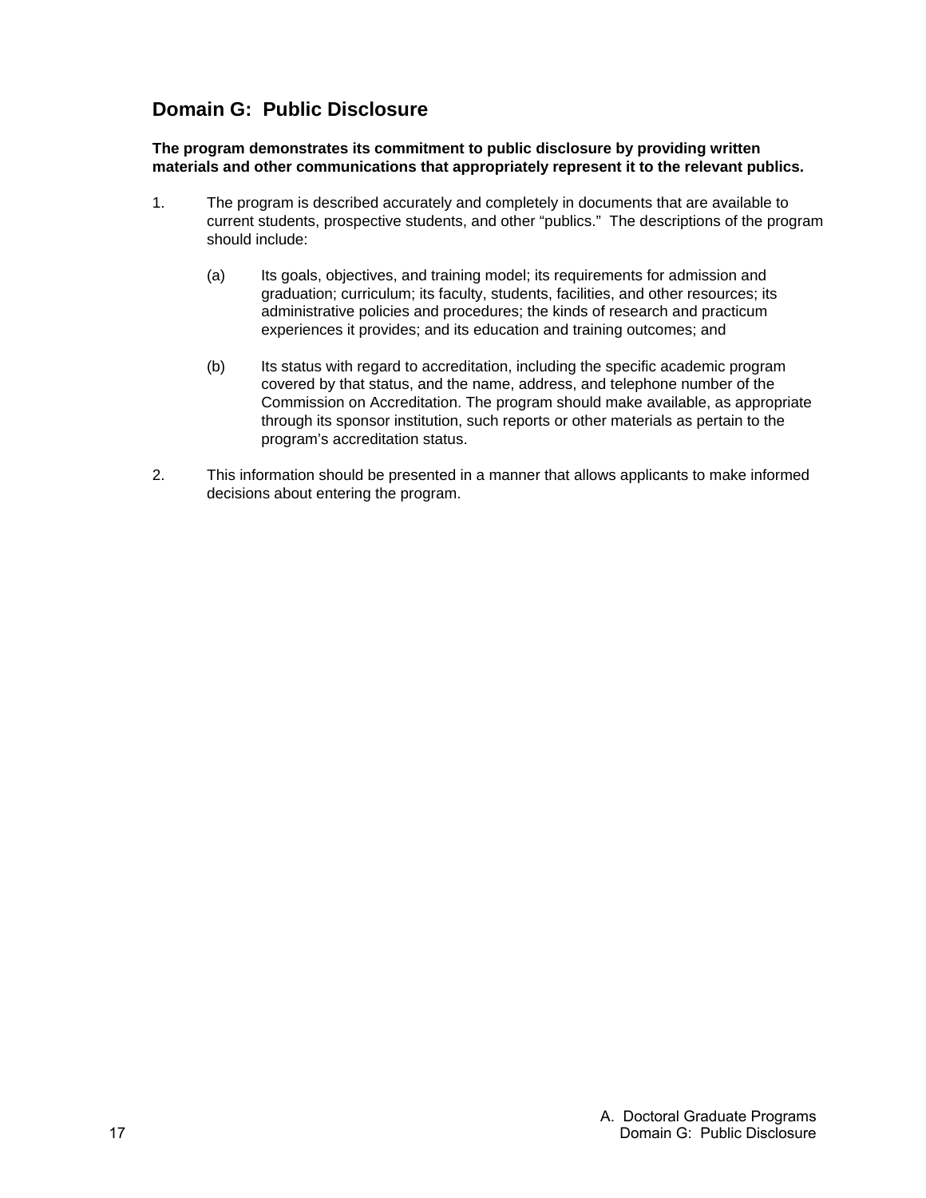## Domain G: Public Disclosure

**The program demonstrates its commitment to public disclosure by providing written materials and other communications that appropriately represent it to the relevant publics.**

1. The program is described accurately and completely in documents that are available to current students, prospective students, and other "publics." The descriptions of the program should include:

   (a) Its goals, objectives, and training model; its requirements for admission and graduation; curriculum; its faculty, students, facilities, and other resources; its administrative policies and procedures; the kinds of research and practicum experiences it provides; and its education and training outcomes; and

   (b) Its status with regard to accreditation, including the specific academic program covered by that status, and the name, address, and telephone number of the Commission on Accreditation. The program should make available, as appropriate through its sponsor institution, such reports or other materials as pertain to the program's accreditation status.

2. This information should be presented in a manner that allows applicants to make informed decisions about entering the program.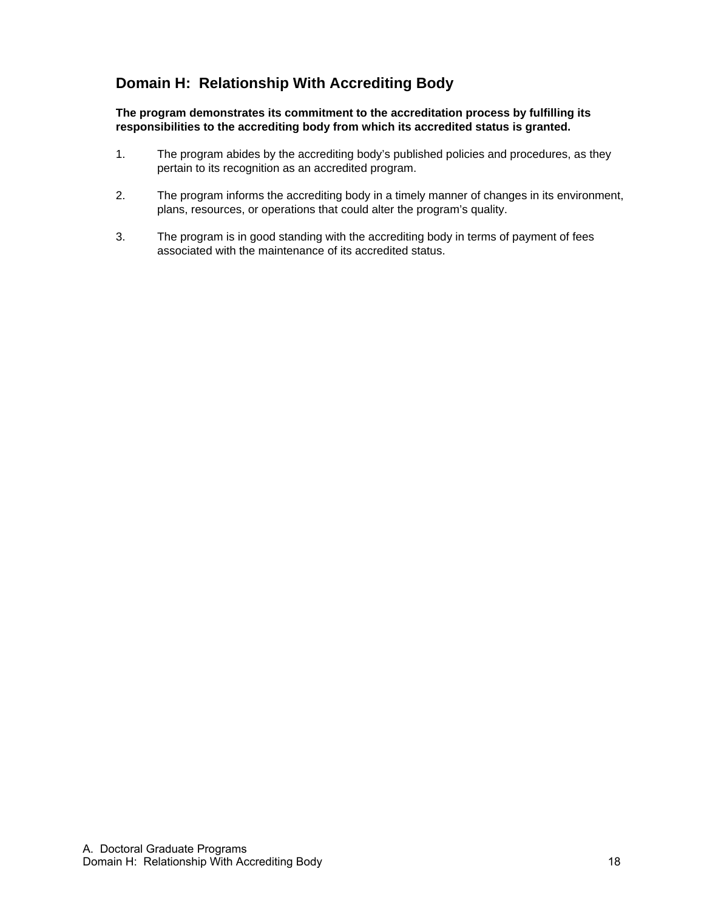## Domain H: Relationship With Accrediting Body

**The program demonstrates its commitment to the accreditation process by fulfilling its responsibilities to the accrediting body from which its accredited status is granted.**

1. The program abides by the accrediting body's published policies and procedures, as they pertain to its recognition as an accredited program.

2. The program informs the accrediting body in a timely manner of changes in its environment, plans, resources, or operations that could alter the program's quality.

3. The program is in good standing with the accrediting body in terms of payment of fees associated with the maintenance of its accredited status.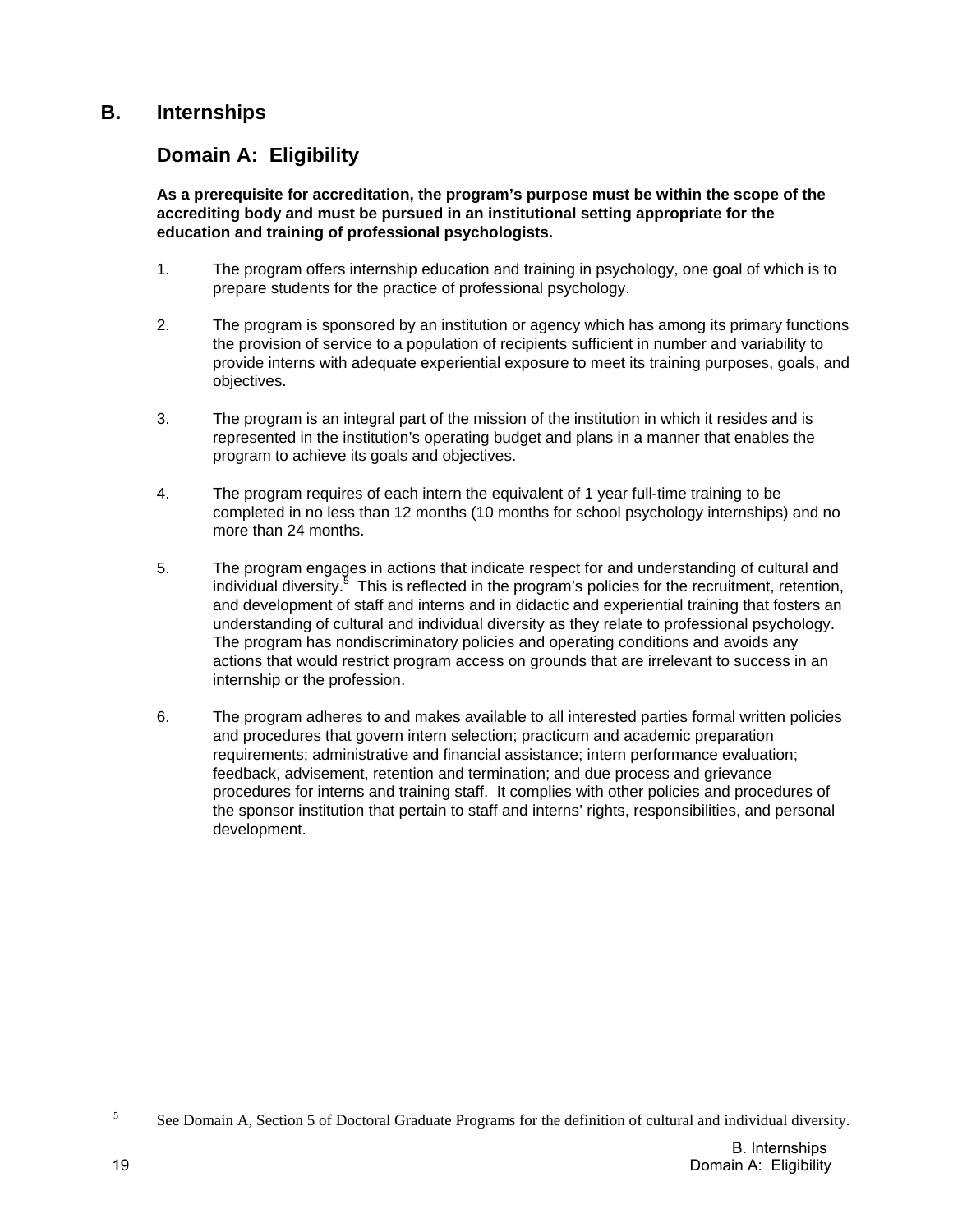## B. Internships

### Domain A: Eligibility

**As a prerequisite for accreditation, the program's purpose must be within the scope of the accrediting body and must be pursued in an institutional setting appropriate for the education and training of professional psychologists.**

1. The program offers internship education and training in psychology, one goal of which is to prepare students for the practice of professional psychology.

2. The program is sponsored by an institution or agency which has among its primary functions the provision of service to a population of recipients sufficient in number and variability to provide interns with adequate experiential exposure to meet its training purposes, goals, and objectives.

3. The program is an integral part of the mission of the institution in which it resides and is represented in the institution's operating budget and plans in a manner that enables the program to achieve its goals and objectives.

4. The program requires of each intern the equivalent of 1 year full-time training to be completed in no less than 12 months (10 months for school psychology internships) and no more than 24 months.

5. The program engages in actions that indicate respect for and understanding of cultural and individual diversity.[5] This is reflected in the program's policies for the recruitment, retention, and development of staff and interns and in didactic and experiential training that fosters an understanding of cultural and individual diversity as they relate to professional psychology. The program has nondiscriminatory policies and operating conditions and avoids any actions that would restrict program access on grounds that are irrelevant to success in an internship or the profession.

6. The program adheres to and makes available to all interested parties formal written policies and procedures that govern intern selection; practicum and academic preparation requirements; administrative and financial assistance; intern performance evaluation; feedback, advisement, retention and termination; and due process and grievance procedures for interns and training staff. It complies with other policies and procedures of the sponsor institution that pertain to staff and interns' rights, responsibilities, and personal development.

---

[5] See Domain A, Section 5 of Doctoral Graduate Programs for the definition of cultural and individual diversity.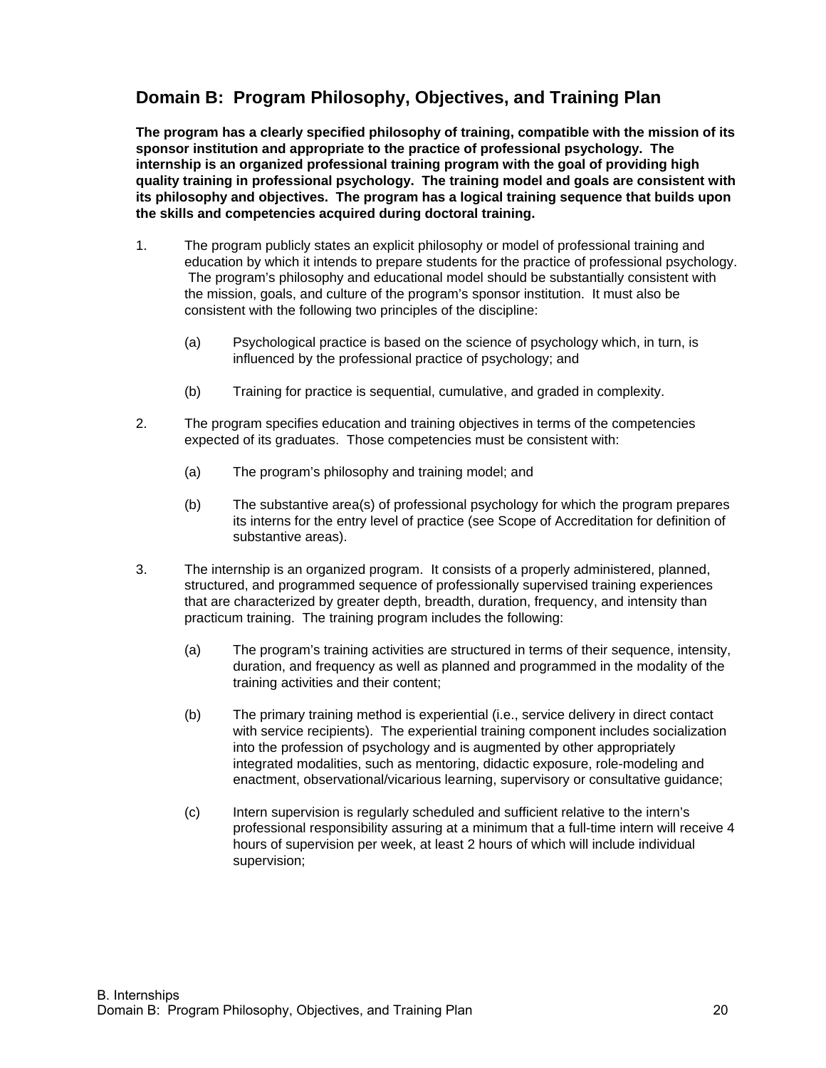## Domain B: Program Philosophy, Objectives, and Training Plan

**The program has a clearly specified philosophy of training, compatible with the mission of its sponsor institution and appropriate to the practice of professional psychology. The internship is an organized professional training program with the goal of providing high quality training in professional psychology. The training model and goals are consistent with its philosophy and objectives. The program has a logical training sequence that builds upon the skills and competencies acquired during doctoral training.**

1. The program publicly states an explicit philosophy or model of professional training and education by which it intends to prepare students for the practice of professional psychology. The program's philosophy and educational model should be substantially consistent with the mission, goals, and culture of the program's sponsor institution. It must also be consistent with the following two principles of the discipline:

   (a) Psychological practice is based on the science of psychology which, in turn, is influenced by the professional practice of psychology; and

   (b) Training for practice is sequential, cumulative, and graded in complexity.

2. The program specifies education and training objectives in terms of the competencies expected of its graduates. Those competencies must be consistent with:

   (a) The program's philosophy and training model; and

   (b) The substantive area(s) of professional psychology for which the program prepares its interns for the entry level of practice (see Scope of Accreditation for definition of substantive areas).

3. The internship is an organized program. It consists of a properly administered, planned, structured, and programmed sequence of professionally supervised training experiences that are characterized by greater depth, breadth, duration, frequency, and intensity than practicum training. The training program includes the following:

   (a) The program's training activities are structured in terms of their sequence, intensity, duration, and frequency as well as planned and programmed in the modality of the training activities and their content;

   (b) The primary training method is experiential (i.e., service delivery in direct contact with service recipients). The experiential training component includes socialization into the profession of psychology and is augmented by other appropriately integrated modalities, such as mentoring, didactic exposure, role-modeling and enactment, observational/vicarious learning, supervisory or consultative guidance;

   (c) Intern supervision is regularly scheduled and sufficient relative to the intern's professional responsibility assuring at a minimum that a full-time intern will receive 4 hours of supervision per week, at least 2 hours of which will include individual supervision;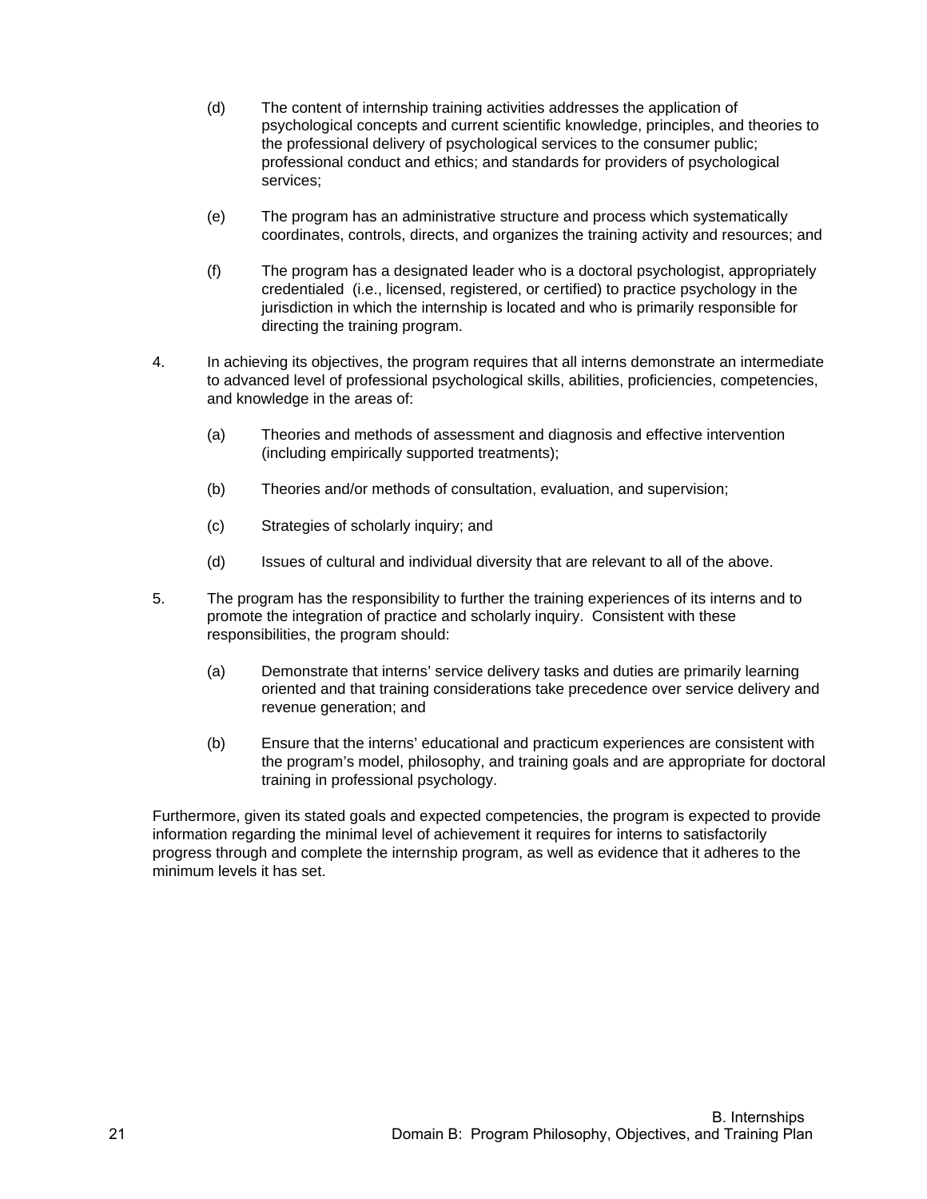(d) The content of internship training activities addresses the application of psychological concepts and current scientific knowledge, principles, and theories to the professional delivery of psychological services to the consumer public; professional conduct and ethics; and standards for providers of psychological services;

(e) The program has an administrative structure and process which systematically coordinates, controls, directs, and organizes the training activity and resources; and

(f) The program has a designated leader who is a doctoral psychologist, appropriately credentialed (i.e., licensed, registered, or certified) to practice psychology in the jurisdiction in which the internship is located and who is primarily responsible for directing the training program.

4. In achieving its objectives, the program requires that all interns demonstrate an intermediate to advanced level of professional psychological skills, abilities, proficiencies, competencies, and knowledge in the areas of:

   (a) Theories and methods of assessment and diagnosis and effective intervention (including empirically supported treatments);

   (b) Theories and/or methods of consultation, evaluation, and supervision;

   (c) Strategies of scholarly inquiry; and

   (d) Issues of cultural and individual diversity that are relevant to all of the above.

5. The program has the responsibility to further the training experiences of its interns and to promote the integration of practice and scholarly inquiry. Consistent with these responsibilities, the program should:

   (a) Demonstrate that interns' service delivery tasks and duties are primarily learning oriented and that training considerations take precedence over service delivery and revenue generation; and

   (b) Ensure that the interns' educational and practicum experiences are consistent with the program's model, philosophy, and training goals and are appropriate for doctoral training in professional psychology.

Furthermore, given its stated goals and expected competencies, the program is expected to provide information regarding the minimal level of achievement it requires for interns to satisfactorily progress through and complete the internship program, as well as evidence that it adheres to the minimum levels it has set.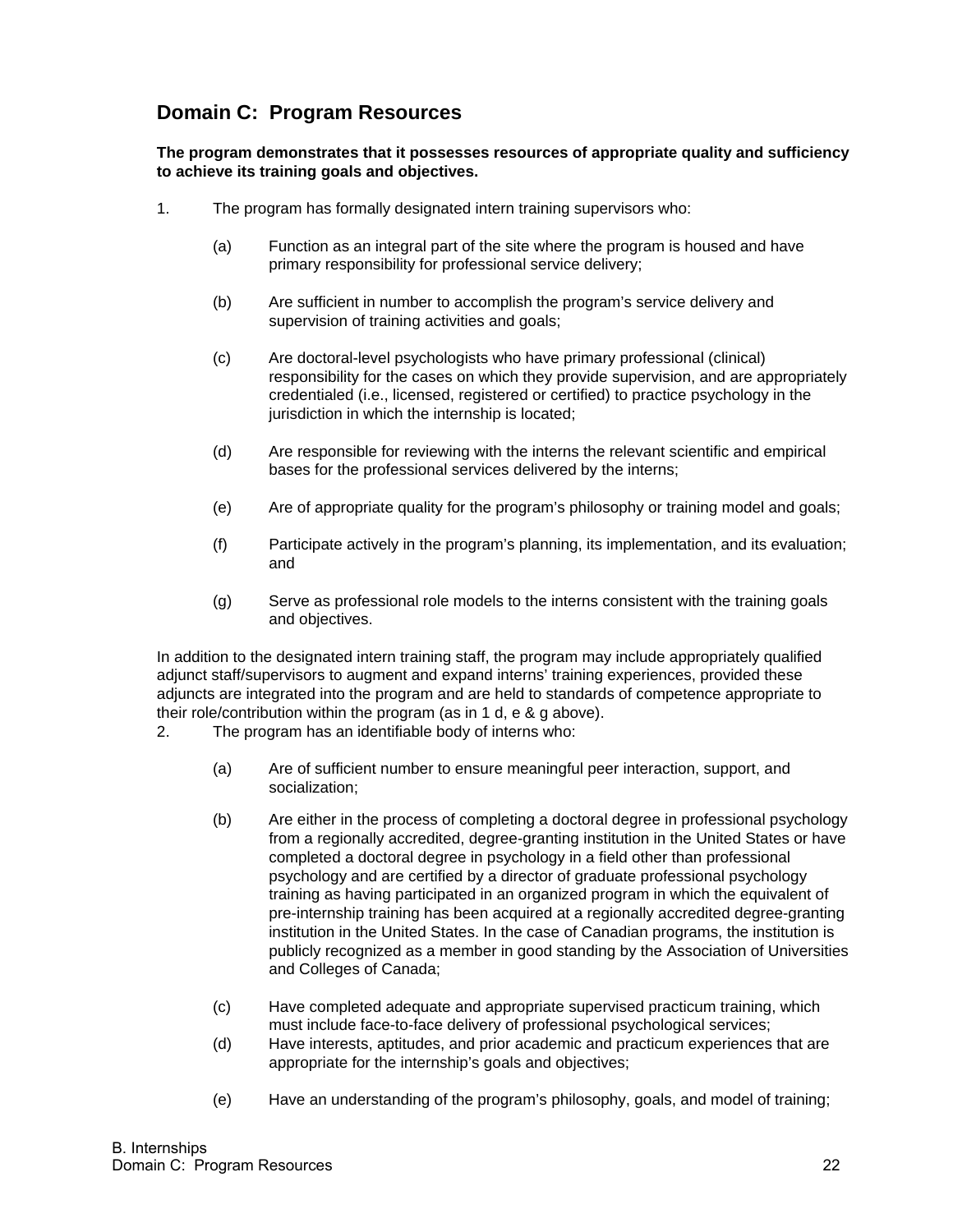## Domain C: Program Resources

**The program demonstrates that it possesses resources of appropriate quality and sufficiency to achieve its training goals and objectives.**

1. The program has formally designated intern training supervisors who:

    (a) Function as an integral part of the site where the program is housed and have primary responsibility for professional service delivery;

    (b) Are sufficient in number to accomplish the program's service delivery and supervision of training activities and goals;

    (c) Are doctoral-level psychologists who have primary professional (clinical) responsibility for the cases on which they provide supervision, and are appropriately credentialed (i.e., licensed, registered or certified) to practice psychology in the jurisdiction in which the internship is located;

    (d) Are responsible for reviewing with the interns the relevant scientific and empirical bases for the professional services delivered by the interns;

    (e) Are of appropriate quality for the program's philosophy or training model and goals;

    (f) Participate actively in the program's planning, its implementation, and its evaluation; and

    (g) Serve as professional role models to the interns consistent with the training goals and objectives.

In addition to the designated intern training staff, the program may include appropriately qualified adjunct staff/supervisors to augment and expand interns' training experiences, provided these adjuncts are integrated into the program and are held to standards of competence appropriate to their role/contribution within the program (as in 1 d, e & g above).

2. The program has an identifiable body of interns who:

    (a) Are of sufficient number to ensure meaningful peer interaction, support, and socialization;

    (b) Are either in the process of completing a doctoral degree in professional psychology from a regionally accredited, degree-granting institution in the United States or have completed a doctoral degree in psychology in a field other than professional psychology and are certified by a director of graduate professional psychology training as having participated in an organized program in which the equivalent of pre-internship training has been acquired at a regionally accredited degree-granting institution in the United States. In the case of Canadian programs, the institution is publicly recognized as a member in good standing by the Association of Universities and Colleges of Canada;

    (c) Have completed adequate and appropriate supervised practicum training, which must include face-to-face delivery of professional psychological services;

    (d) Have interests, aptitudes, and prior academic and practicum experiences that are appropriate for the internship's goals and objectives;

    (e) Have an understanding of the program's philosophy, goals, and model of training;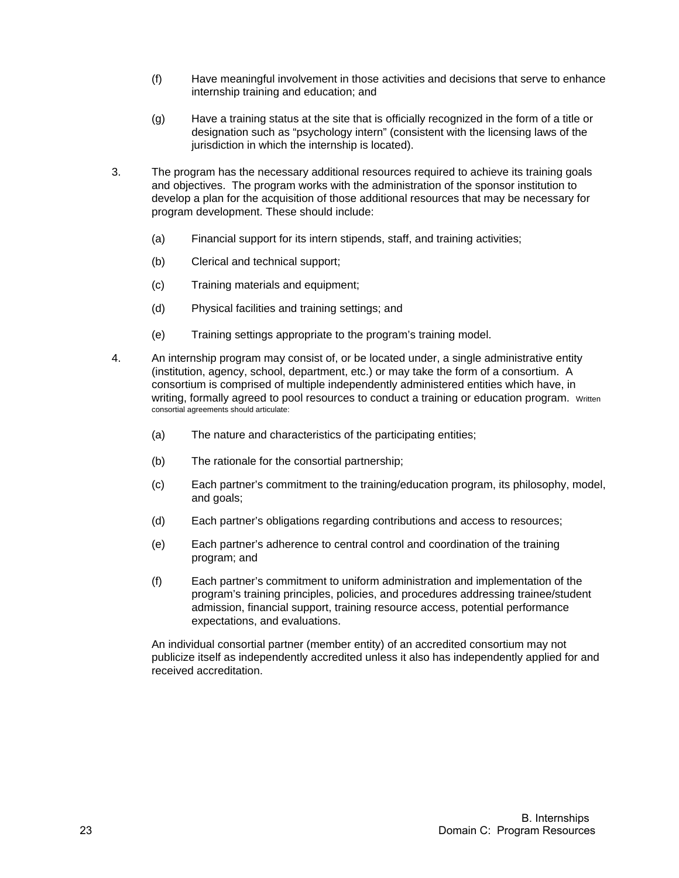(f) Have meaningful involvement in those activities and decisions that serve to enhance internship training and education; and

(g) Have a training status at the site that is officially recognized in the form of a title or designation such as "psychology intern" (consistent with the licensing laws of the jurisdiction in which the internship is located).

3. The program has the necessary additional resources required to achieve its training goals and objectives. The program works with the administration of the sponsor institution to develop a plan for the acquisition of those additional resources that may be necessary for program development. These should include:

   (a) Financial support for its intern stipends, staff, and training activities;

   (b) Clerical and technical support;

   (c) Training materials and equipment;

   (d) Physical facilities and training settings; and

   (e) Training settings appropriate to the program's training model.

4. An internship program may consist of, or be located under, a single administrative entity (institution, agency, school, department, etc.) or may take the form of a consortium. A consortium is comprised of multiple independently administered entities which have, in writing, formally agreed to pool resources to conduct a training or education program. Written consortial agreements should articulate:

   (a) The nature and characteristics of the participating entities;

   (b) The rationale for the consortial partnership;

   (c) Each partner's commitment to the training/education program, its philosophy, model, and goals;

   (d) Each partner's obligations regarding contributions and access to resources;

   (e) Each partner's adherence to central control and coordination of the training program; and

   (f) Each partner's commitment to uniform administration and implementation of the program's training principles, policies, and procedures addressing trainee/student admission, financial support, training resource access, potential performance expectations, and evaluations.

   An individual consortial partner (member entity) of an accredited consortium may not publicize itself as independently accredited unless it also has independently applied for and received accreditation.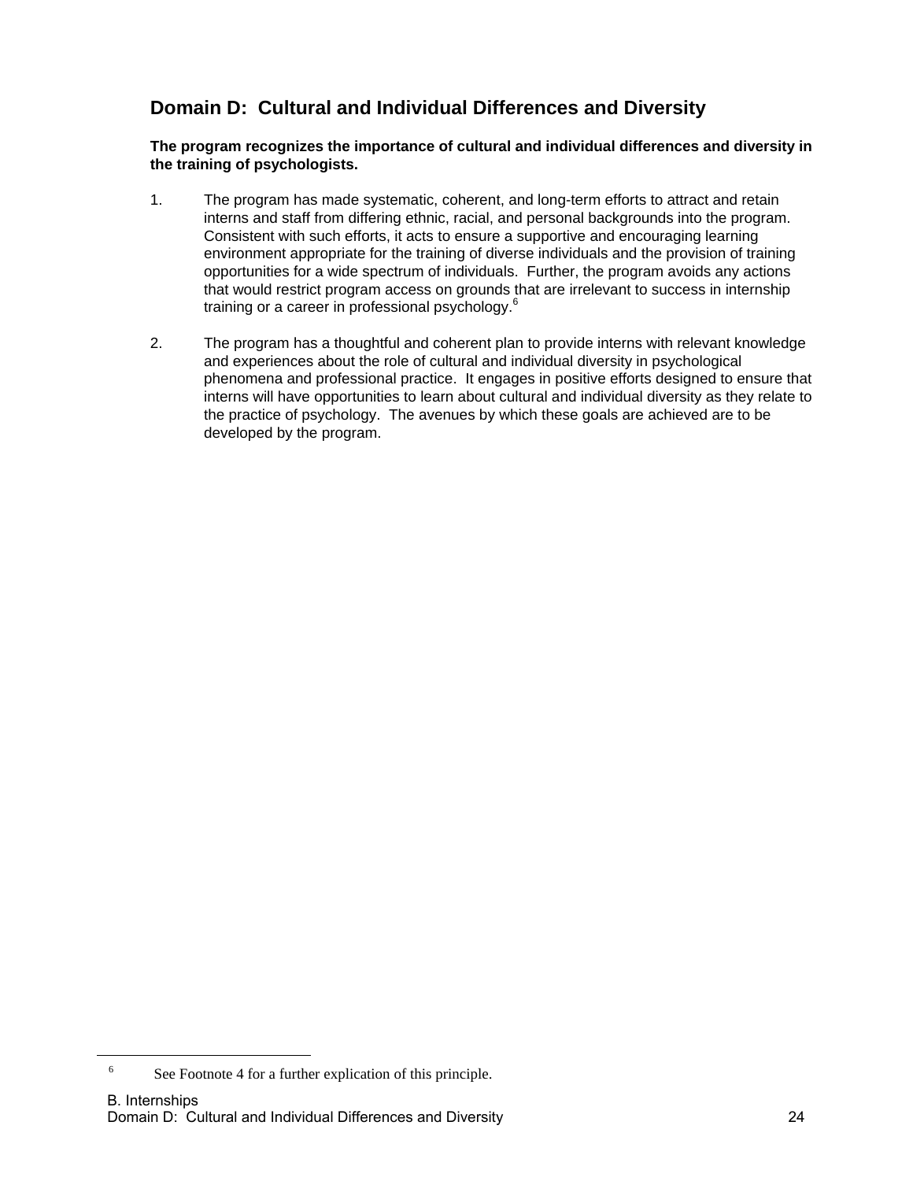## Domain D: Cultural and Individual Differences and Diversity

**The program recognizes the importance of cultural and individual differences and diversity in the training of psychologists.**

1. The program has made systematic, coherent, and long-term efforts to attract and retain interns and staff from differing ethnic, racial, and personal backgrounds into the program. Consistent with such efforts, it acts to ensure a supportive and encouraging learning environment appropriate for the training of diverse individuals and the provision of training opportunities for a wide spectrum of individuals. Further, the program avoids any actions that would restrict program access on grounds that are irrelevant to success in internship training or a career in professional psychology.[6]

2. The program has a thoughtful and coherent plan to provide interns with relevant knowledge and experiences about the role of cultural and individual diversity in psychological phenomena and professional practice. It engages in positive efforts designed to ensure that interns will have opportunities to learn about cultural and individual diversity as they relate to the practice of psychology. The avenues by which these goals are achieved are to be developed by the program.

[6] See Footnote 4 for a further explication of this principle.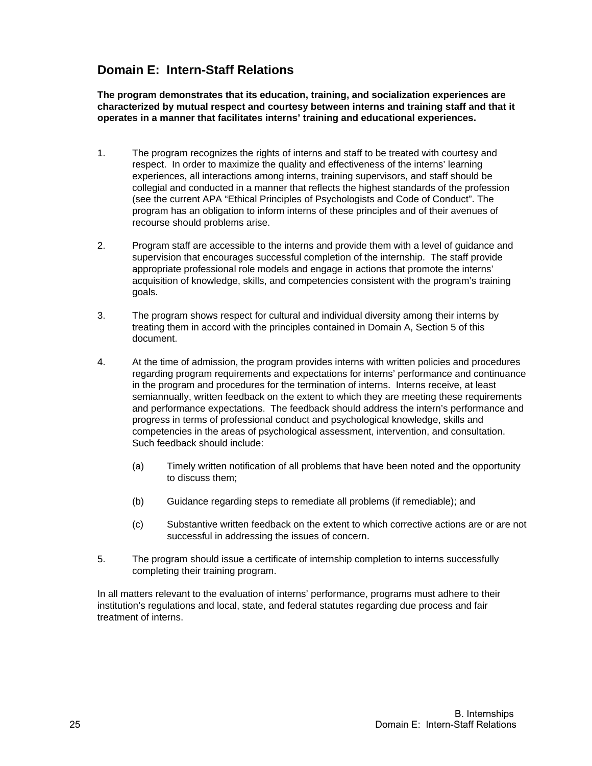## Domain E: Intern-Staff Relations

**The program demonstrates that its education, training, and socialization experiences are characterized by mutual respect and courtesy between interns and training staff and that it operates in a manner that facilitates interns' training and educational experiences.**

1. The program recognizes the rights of interns and staff to be treated with courtesy and respect. In order to maximize the quality and effectiveness of the interns' learning experiences, all interactions among interns, training supervisors, and staff should be collegial and conducted in a manner that reflects the highest standards of the profession (see the current APA "Ethical Principles of Psychologists and Code of Conduct". The program has an obligation to inform interns of these principles and of their avenues of recourse should problems arise.

2. Program staff are accessible to the interns and provide them with a level of guidance and supervision that encourages successful completion of the internship. The staff provide appropriate professional role models and engage in actions that promote the interns' acquisition of knowledge, skills, and competencies consistent with the program's training goals.

3. The program shows respect for cultural and individual diversity among their interns by treating them in accord with the principles contained in Domain A, Section 5 of this document.

4. At the time of admission, the program provides interns with written policies and procedures regarding program requirements and expectations for interns' performance and continuance in the program and procedures for the termination of interns. Interns receive, at least semiannually, written feedback on the extent to which they are meeting these requirements and performance expectations. The feedback should address the intern's performance and progress in terms of professional conduct and psychological knowledge, skills and competencies in the areas of psychological assessment, intervention, and consultation. Such feedback should include:

   (a) Timely written notification of all problems that have been noted and the opportunity to discuss them;

   (b) Guidance regarding steps to remediate all problems (if remediable); and

   (c) Substantive written feedback on the extent to which corrective actions are or are not successful in addressing the issues of concern.

5. The program should issue a certificate of internship completion to interns successfully completing their training program.

In all matters relevant to the evaluation of interns' performance, programs must adhere to their institution's regulations and local, state, and federal statutes regarding due process and fair treatment of interns.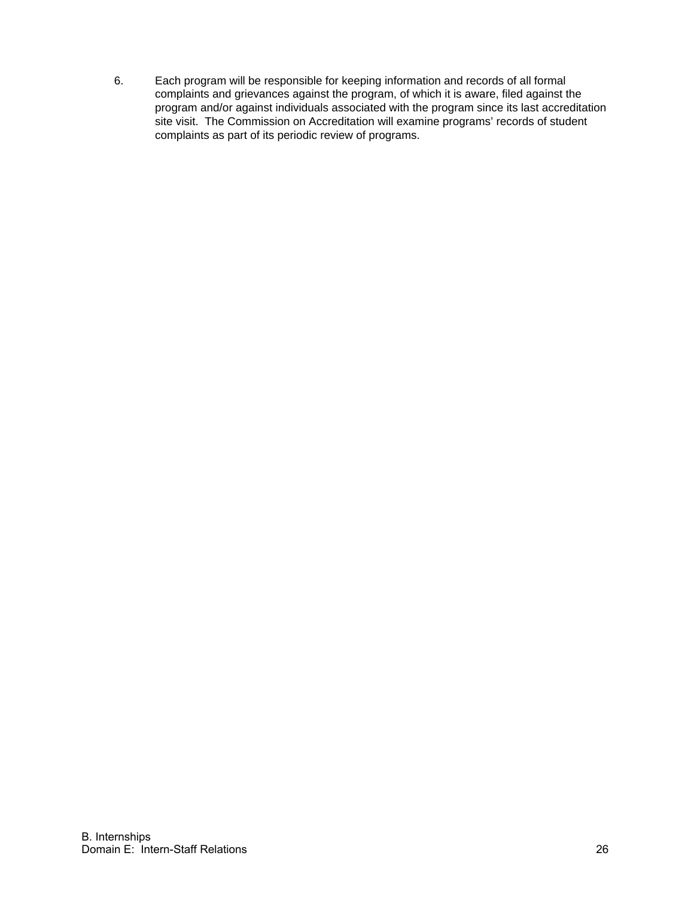6. Each program will be responsible for keeping information and records of all formal complaints and grievances against the program, of which it is aware, filed against the program and/or against individuals associated with the program since its last accreditation site visit. The Commission on Accreditation will examine programs' records of student complaints as part of its periodic review of programs.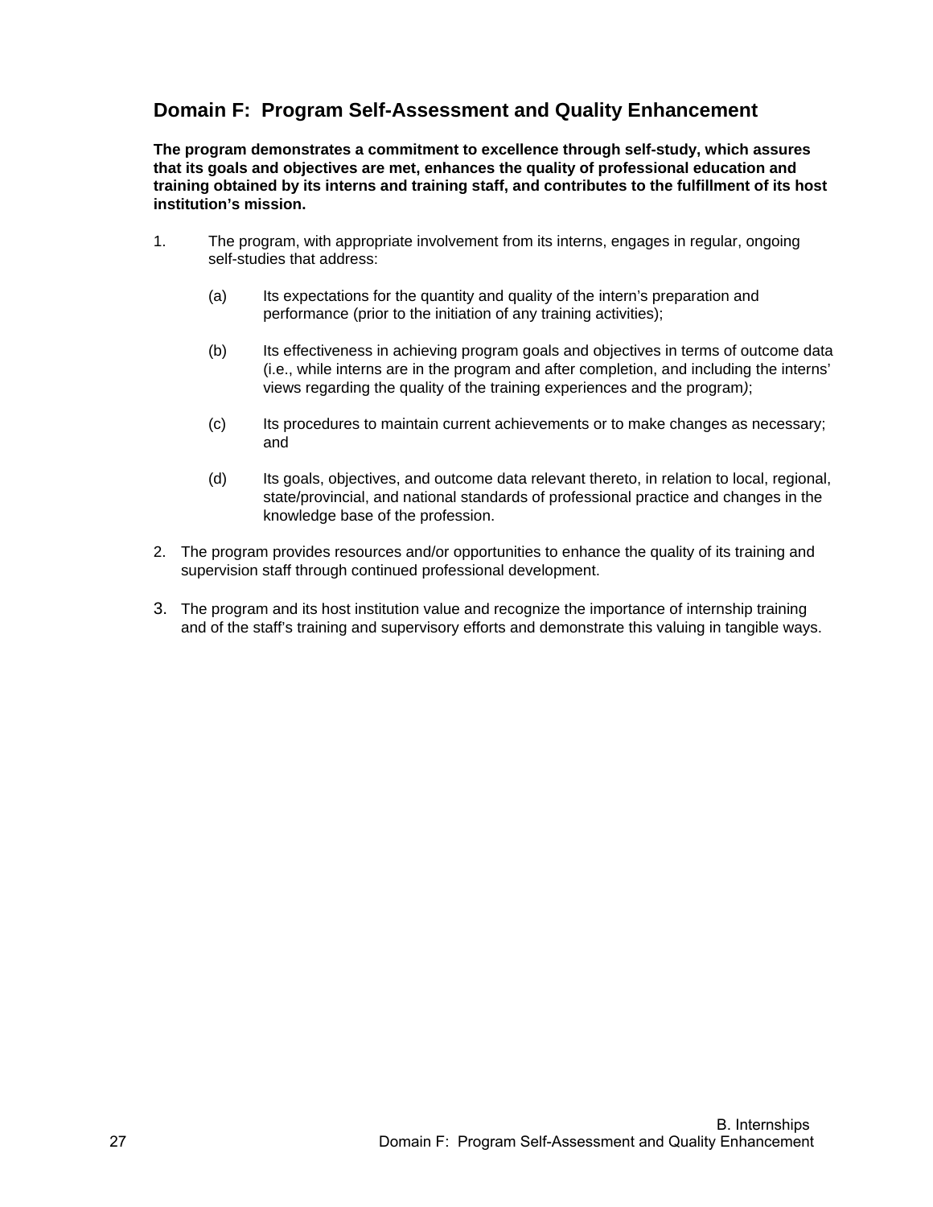## Domain F: Program Self-Assessment and Quality Enhancement

**The program demonstrates a commitment to excellence through self-study, which assures that its goals and objectives are met, enhances the quality of professional education and training obtained by its interns and training staff, and contributes to the fulfillment of its host institution's mission.**

1. The program, with appropriate involvement from its interns, engages in regular, ongoing self-studies that address:

   (a) Its expectations for the quantity and quality of the intern's preparation and performance (prior to the initiation of any training activities);

   (b) Its effectiveness in achieving program goals and objectives in terms of outcome data (i.e., while interns are in the program and after completion, and including the interns' views regarding the quality of the training experiences and the program);

   (c) Its procedures to maintain current achievements or to make changes as necessary; and

   (d) Its goals, objectives, and outcome data relevant thereto, in relation to local, regional, state/provincial, and national standards of professional practice and changes in the knowledge base of the profession.

2. The program provides resources and/or opportunities to enhance the quality of its training and supervision staff through continued professional development.

3. The program and its host institution value and recognize the importance of internship training and of the staff's training and supervisory efforts and demonstrate this valuing in tangible ways.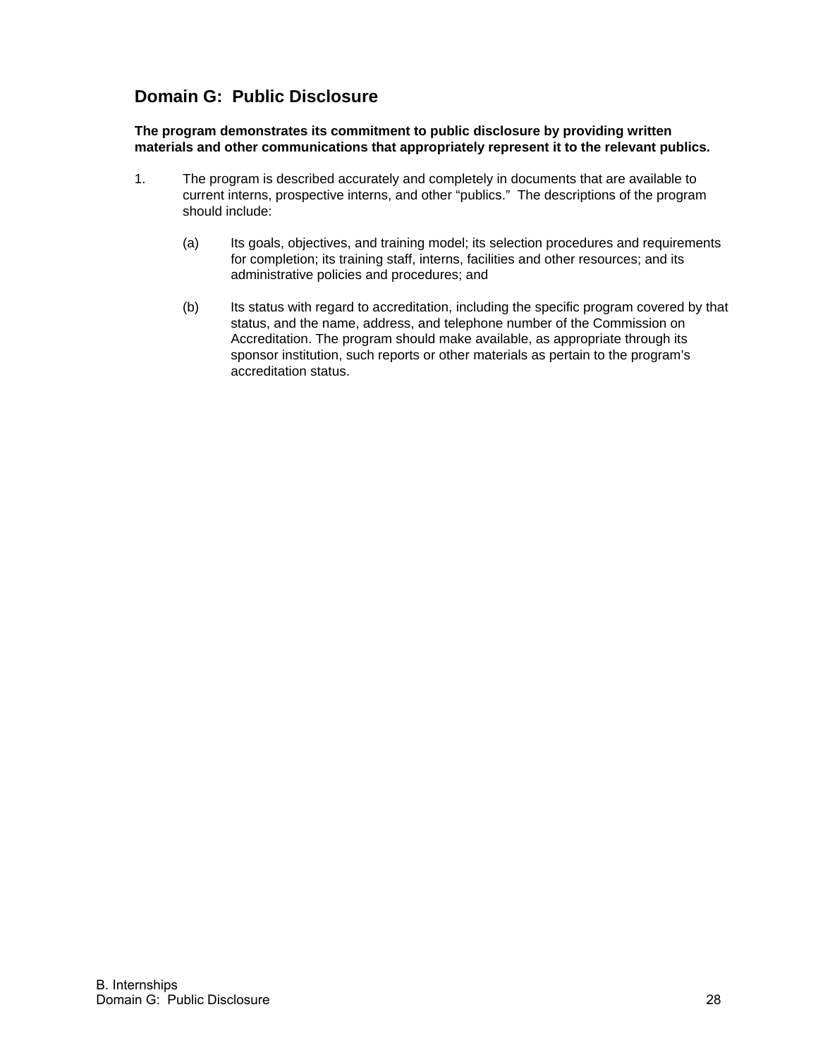## Domain G: Public Disclosure

**The program demonstrates its commitment to public disclosure by providing written materials and other communications that appropriately represent it to the relevant publics.**

1. The program is described accurately and completely in documents that are available to current interns, prospective interns, and other "publics." The descriptions of the program should include:

   (a) Its goals, objectives, and training model; its selection procedures and requirements for completion; its training staff, interns, facilities and other resources; and its administrative policies and procedures; and

   (b) Its status with regard to accreditation, including the specific program covered by that status, and the name, address, and telephone number of the Commission on Accreditation. The program should make available, as appropriate through its sponsor institution, such reports or other materials as pertain to the program's accreditation status.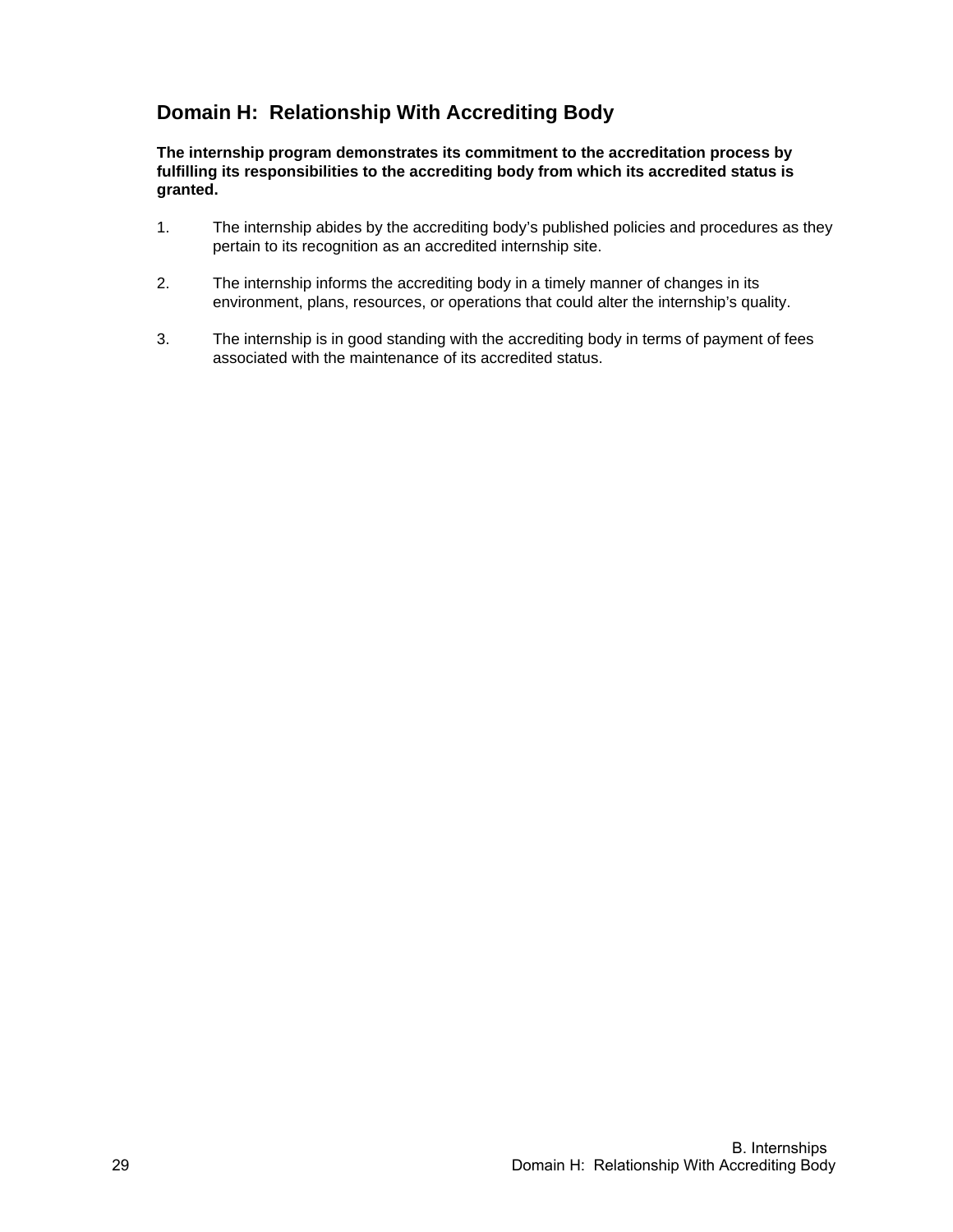## Domain H: Relationship With Accrediting Body

**The internship program demonstrates its commitment to the accreditation process by fulfilling its responsibilities to the accrediting body from which its accredited status is granted.**

1. The internship abides by the accrediting body's published policies and procedures as they pertain to its recognition as an accredited internship site.

2. The internship informs the accrediting body in a timely manner of changes in its environment, plans, resources, or operations that could alter the internship's quality.

3. The internship is in good standing with the accrediting body in terms of payment of fees associated with the maintenance of its accredited status.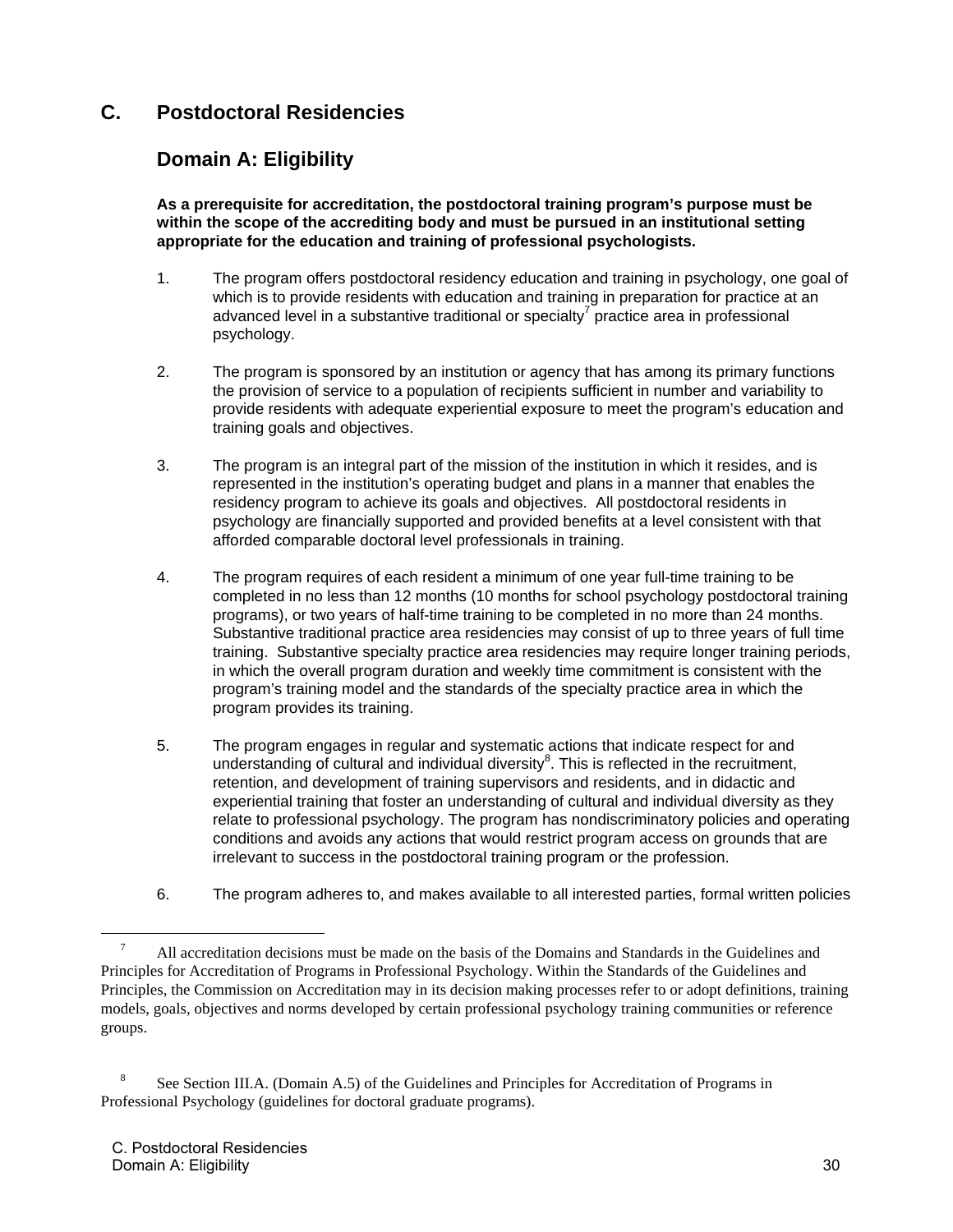## C. Postdoctoral Residencies

### Domain A: Eligibility

**As a prerequisite for accreditation, the postdoctoral training program's purpose must be within the scope of the accrediting body and must be pursued in an institutional setting appropriate for the education and training of professional psychologists.**

1. The program offers postdoctoral residency education and training in psychology, one goal of which is to provide residents with education and training in preparation for practice at an advanced level in a substantive traditional or specialty[7] practice area in professional psychology.

2. The program is sponsored by an institution or agency that has among its primary functions the provision of service to a population of recipients sufficient in number and variability to provide residents with adequate experiential exposure to meet the program's education and training goals and objectives.

3. The program is an integral part of the mission of the institution in which it resides, and is represented in the institution's operating budget and plans in a manner that enables the residency program to achieve its goals and objectives. All postdoctoral residents in psychology are financially supported and provided benefits at a level consistent with that afforded comparable doctoral level professionals in training.

4. The program requires of each resident a minimum of one year full-time training to be completed in no less than 12 months (10 months for school psychology postdoctoral training programs), or two years of half-time training to be completed in no more than 24 months. Substantive traditional practice area residencies may consist of up to three years of full time training. Substantive specialty practice area residencies may require longer training periods, in which the overall program duration and weekly time commitment is consistent with the program's training model and the standards of the specialty practice area in which the program provides its training.

5. The program engages in regular and systematic actions that indicate respect for and understanding of cultural and individual diversity[8]. This is reflected in the recruitment, retention, and development of training supervisors and residents, and in didactic and experiential training that foster an understanding of cultural and individual diversity as they relate to professional psychology. The program has nondiscriminatory policies and operating conditions and avoids any actions that would restrict program access on grounds that are irrelevant to success in the postdoctoral training program or the profession.

6. The program adheres to, and makes available to all interested parties, formal written policies

---

[7] All accreditation decisions must be made on the basis of the Domains and Standards in the Guidelines and Principles for Accreditation of Programs in Professional Psychology. Within the Standards of the Guidelines and Principles, the Commission on Accreditation may in its decision making processes refer to or adopt definitions, training models, goals, objectives and norms developed by certain professional psychology training communities or reference groups.

[8] See Section III.A. (Domain A.5) of the Guidelines and Principles for Accreditation of Programs in Professional Psychology (guidelines for doctoral graduate programs).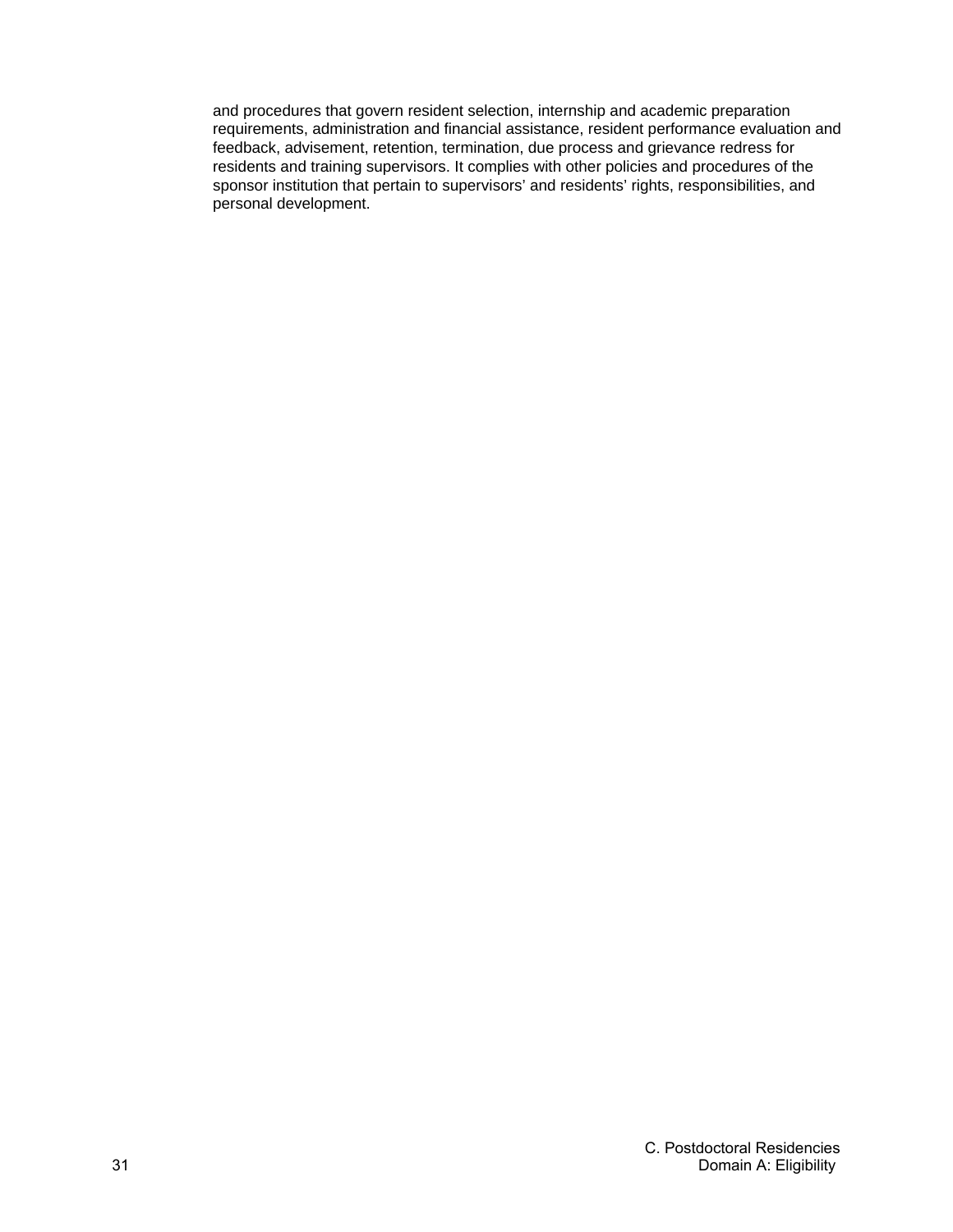and procedures that govern resident selection, internship and academic preparation requirements, administration and financial assistance, resident performance evaluation and feedback, advisement, retention, termination, due process and grievance redress for residents and training supervisors. It complies with other policies and procedures of the sponsor institution that pertain to supervisors' and residents' rights, responsibilities, and personal development.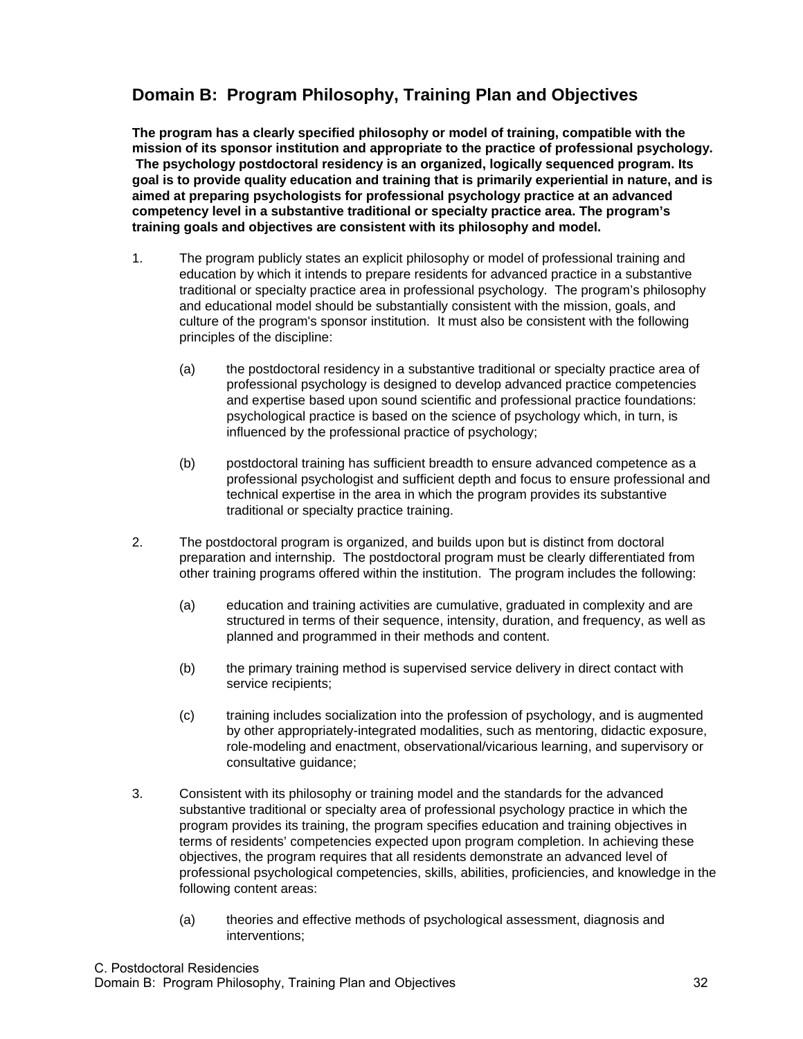## Domain B: Program Philosophy, Training Plan and Objectives

**The program has a clearly specified philosophy or model of training, compatible with the mission of its sponsor institution and appropriate to the practice of professional psychology. The psychology postdoctoral residency is an organized, logically sequenced program. Its goal is to provide quality education and training that is primarily experiential in nature, and is aimed at preparing psychologists for professional psychology practice at an advanced competency level in a substantive traditional or specialty practice area. The program's training goals and objectives are consistent with its philosophy and model.**

1. The program publicly states an explicit philosophy or model of professional training and education by which it intends to prepare residents for advanced practice in a substantive traditional or specialty practice area in professional psychology. The program's philosophy and educational model should be substantially consistent with the mission, goals, and culture of the program's sponsor institution. It must also be consistent with the following principles of the discipline:

   (a) the postdoctoral residency in a substantive traditional or specialty practice area of professional psychology is designed to develop advanced practice competencies and expertise based upon sound scientific and professional practice foundations: psychological practice is based on the science of psychology which, in turn, is influenced by the professional practice of psychology;

   (b) postdoctoral training has sufficient breadth to ensure advanced competence as a professional psychologist and sufficient depth and focus to ensure professional and technical expertise in the area in which the program provides its substantive traditional or specialty practice training.

2. The postdoctoral program is organized, and builds upon but is distinct from doctoral preparation and internship. The postdoctoral program must be clearly differentiated from other training programs offered within the institution. The program includes the following:

   (a) education and training activities are cumulative, graduated in complexity and are structured in terms of their sequence, intensity, duration, and frequency, as well as planned and programmed in their methods and content.

   (b) the primary training method is supervised service delivery in direct contact with service recipients;

   (c) training includes socialization into the profession of psychology, and is augmented by other appropriately-integrated modalities, such as mentoring, didactic exposure, role-modeling and enactment, observational/vicarious learning, and supervisory or consultative guidance;

3. Consistent with its philosophy or training model and the standards for the advanced substantive traditional or specialty area of professional psychology practice in which the program provides its training, the program specifies education and training objectives in terms of residents' competencies expected upon program completion. In achieving these objectives, the program requires that all residents demonstrate an advanced level of professional psychological competencies, skills, abilities, proficiencies, and knowledge in the following content areas:

   (a) theories and effective methods of psychological assessment, diagnosis and interventions;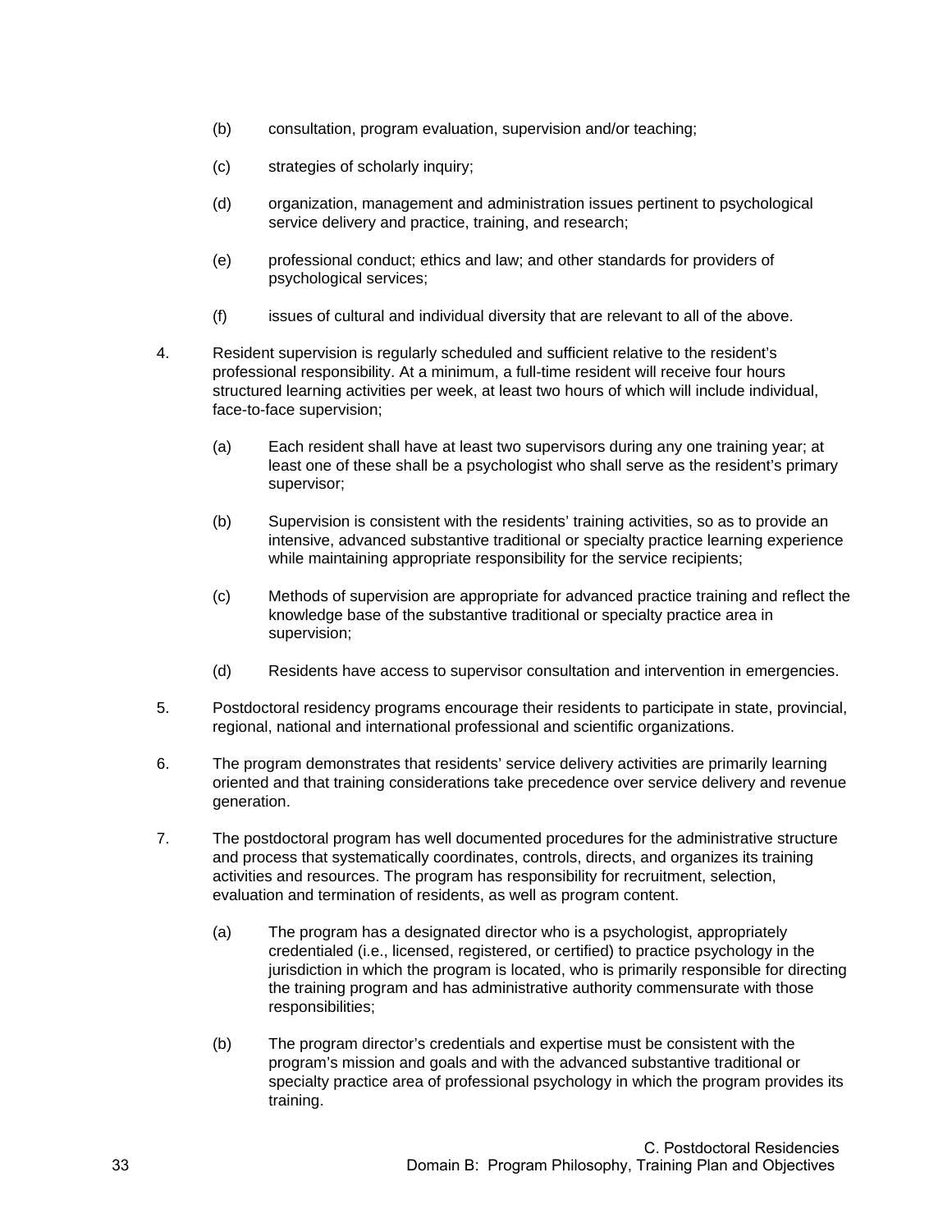(b) consultation, program evaluation, supervision and/or teaching;

(c) strategies of scholarly inquiry;

(d) organization, management and administration issues pertinent to psychological service delivery and practice, training, and research;

(e) professional conduct; ethics and law; and other standards for providers of psychological services;

(f) issues of cultural and individual diversity that are relevant to all of the above.

4. Resident supervision is regularly scheduled and sufficient relative to the resident's professional responsibility. At a minimum, a full-time resident will receive four hours structured learning activities per week, at least two hours of which will include individual, face-to-face supervision;

   (a) Each resident shall have at least two supervisors during any one training year; at least one of these shall be a psychologist who shall serve as the resident's primary supervisor;

   (b) Supervision is consistent with the residents' training activities, so as to provide an intensive, advanced substantive traditional or specialty practice learning experience while maintaining appropriate responsibility for the service recipients;

   (c) Methods of supervision are appropriate for advanced practice training and reflect the knowledge base of the substantive traditional or specialty practice area in supervision;

   (d) Residents have access to supervisor consultation and intervention in emergencies.

5. Postdoctoral residency programs encourage their residents to participate in state, provincial, regional, national and international professional and scientific organizations.

6. The program demonstrates that residents' service delivery activities are primarily learning oriented and that training considerations take precedence over service delivery and revenue generation.

7. The postdoctoral program has well documented procedures for the administrative structure and process that systematically coordinates, controls, directs, and organizes its training activities and resources. The program has responsibility for recruitment, selection, evaluation and termination of residents, as well as program content.

   (a) The program has a designated director who is a psychologist, appropriately credentialed (i.e., licensed, registered, or certified) to practice psychology in the jurisdiction in which the program is located, who is primarily responsible for directing the training program and has administrative authority commensurate with those responsibilities;

   (b) The program director's credentials and expertise must be consistent with the program's mission and goals and with the advanced substantive traditional or specialty practice area of professional psychology in which the program provides its training.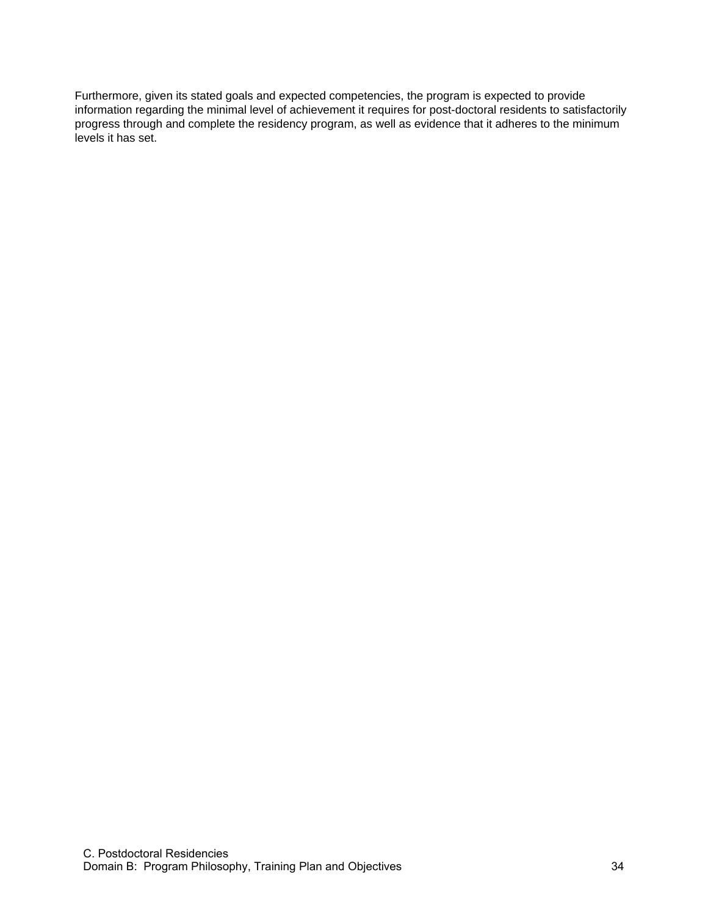Furthermore, given its stated goals and expected competencies, the program is expected to provide information regarding the minimal level of achievement it requires for post-doctoral residents to satisfactorily progress through and complete the residency program, as well as evidence that it adheres to the minimum levels it has set.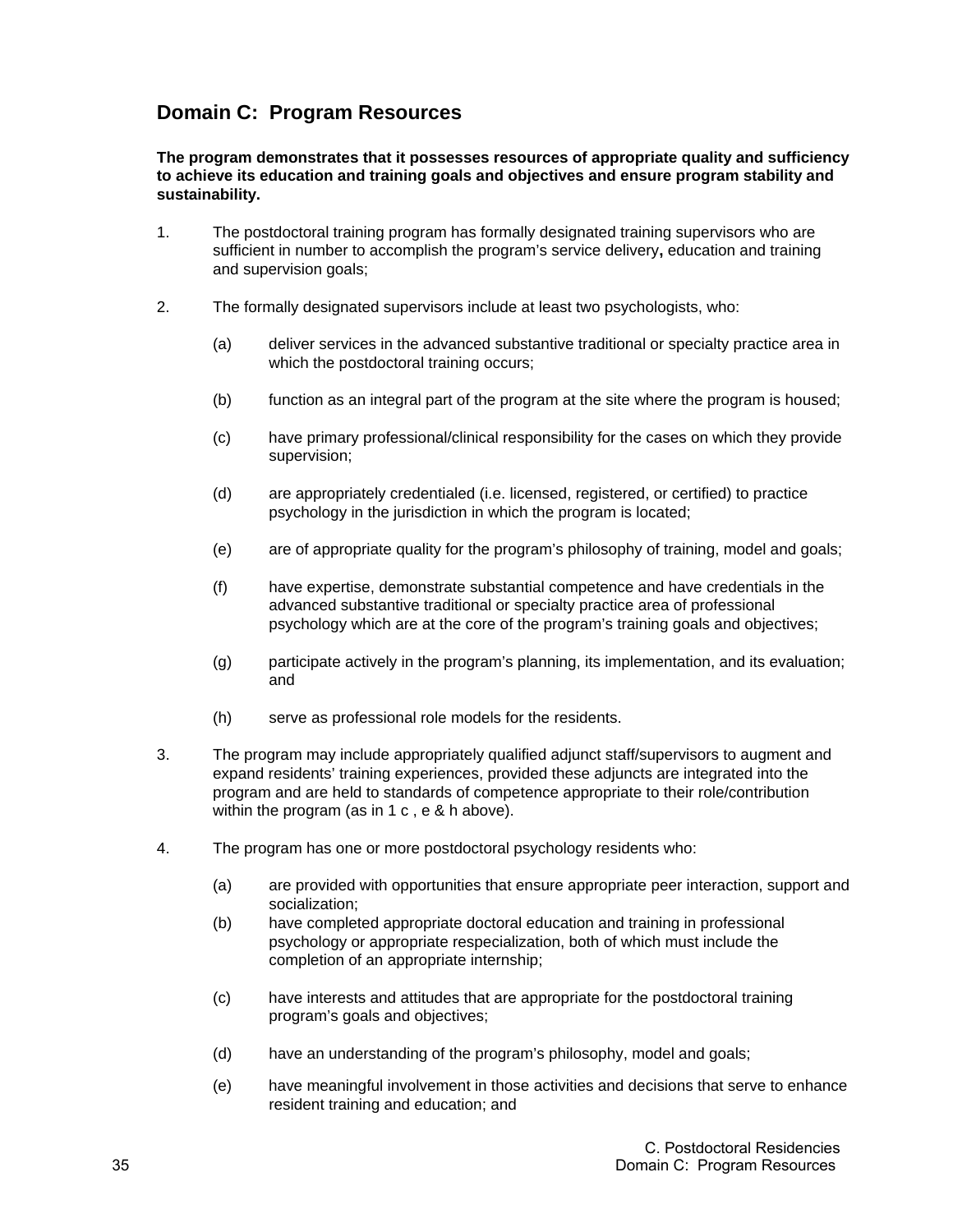## Domain C: Program Resources

**The program demonstrates that it possesses resources of appropriate quality and sufficiency to achieve its education and training goals and objectives and ensure program stability and sustainability.**

1. The postdoctoral training program has formally designated training supervisors who are sufficient in number to accomplish the program's service delivery**,** education and training and supervision goals;

2. The formally designated supervisors include at least two psychologists, who:

   (a) deliver services in the advanced substantive traditional or specialty practice area in which the postdoctoral training occurs;

   (b) function as an integral part of the program at the site where the program is housed;

   (c) have primary professional/clinical responsibility for the cases on which they provide supervision;

   (d) are appropriately credentialed (i.e. licensed, registered, or certified) to practice psychology in the jurisdiction in which the program is located;

   (e) are of appropriate quality for the program's philosophy of training, model and goals;

   (f) have expertise, demonstrate substantial competence and have credentials in the advanced substantive traditional or specialty practice area of professional psychology which are at the core of the program's training goals and objectives;

   (g) participate actively in the program's planning, its implementation, and its evaluation; and

   (h) serve as professional role models for the residents.

3. The program may include appropriately qualified adjunct staff/supervisors to augment and expand residents' training experiences, provided these adjuncts are integrated into the program and are held to standards of competence appropriate to their role/contribution within the program (as in 1 c , e & h above).

4. The program has one or more postdoctoral psychology residents who:

   (a) are provided with opportunities that ensure appropriate peer interaction, support and socialization;

   (b) have completed appropriate doctoral education and training in professional psychology or appropriate respecialization, both of which must include the completion of an appropriate internship;

   (c) have interests and attitudes that are appropriate for the postdoctoral training program's goals and objectives;

   (d) have an understanding of the program's philosophy, model and goals;

   (e) have meaningful involvement in those activities and decisions that serve to enhance resident training and education; and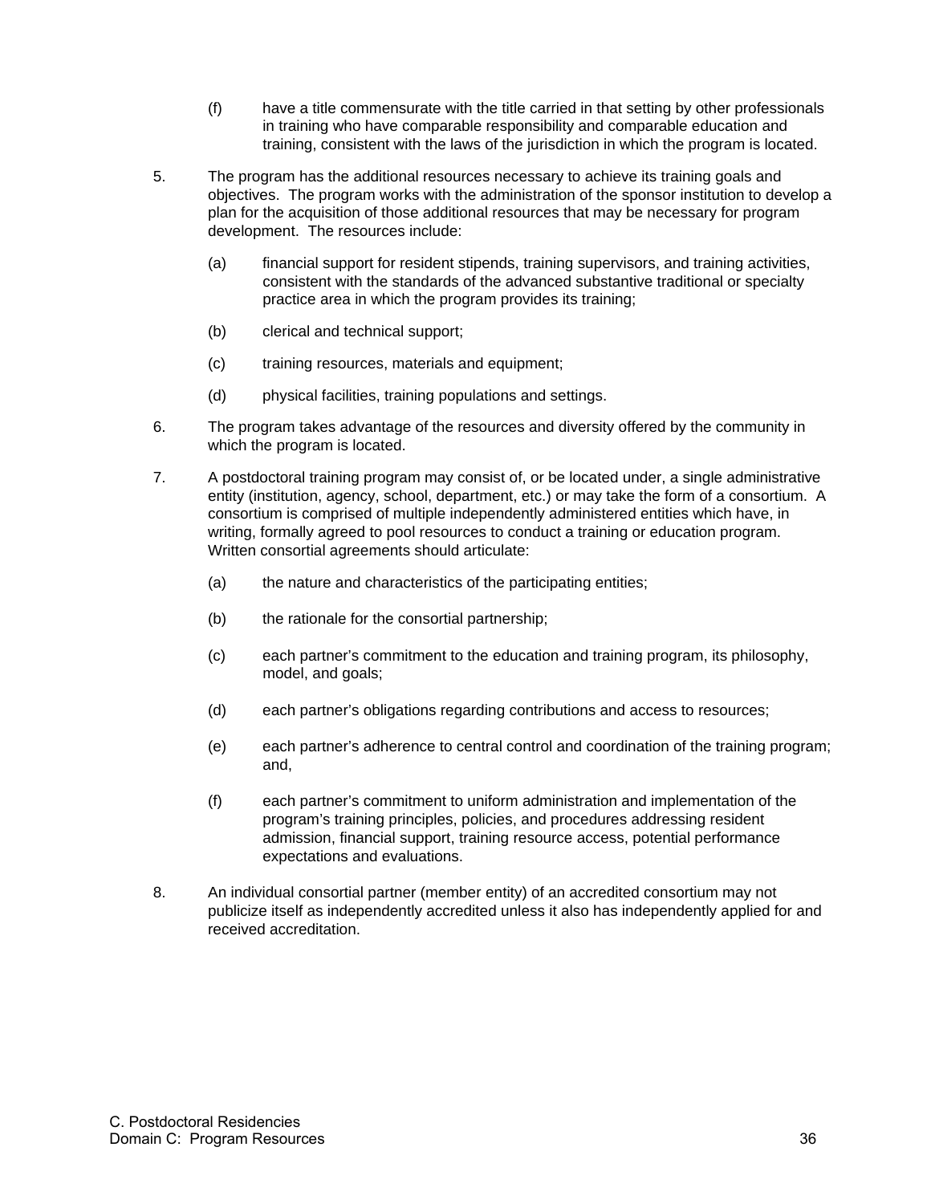(f) have a title commensurate with the title carried in that setting by other professionals in training who have comparable responsibility and comparable education and training, consistent with the laws of the jurisdiction in which the program is located.

5. The program has the additional resources necessary to achieve its training goals and objectives. The program works with the administration of the sponsor institution to develop a plan for the acquisition of those additional resources that may be necessary for program development. The resources include:

   (a) financial support for resident stipends, training supervisors, and training activities, consistent with the standards of the advanced substantive traditional or specialty practice area in which the program provides its training;

   (b) clerical and technical support;

   (c) training resources, materials and equipment;

   (d) physical facilities, training populations and settings.

6. The program takes advantage of the resources and diversity offered by the community in which the program is located.

7. A postdoctoral training program may consist of, or be located under, a single administrative entity (institution, agency, school, department, etc.) or may take the form of a consortium. A consortium is comprised of multiple independently administered entities which have, in writing, formally agreed to pool resources to conduct a training or education program. Written consortial agreements should articulate:

   (a) the nature and characteristics of the participating entities;

   (b) the rationale for the consortial partnership;

   (c) each partner's commitment to the education and training program, its philosophy, model, and goals;

   (d) each partner's obligations regarding contributions and access to resources;

   (e) each partner's adherence to central control and coordination of the training program; and,

   (f) each partner's commitment to uniform administration and implementation of the program's training principles, policies, and procedures addressing resident admission, financial support, training resource access, potential performance expectations and evaluations.

8. An individual consortial partner (member entity) of an accredited consortium may not publicize itself as independently accredited unless it also has independently applied for and received accreditation.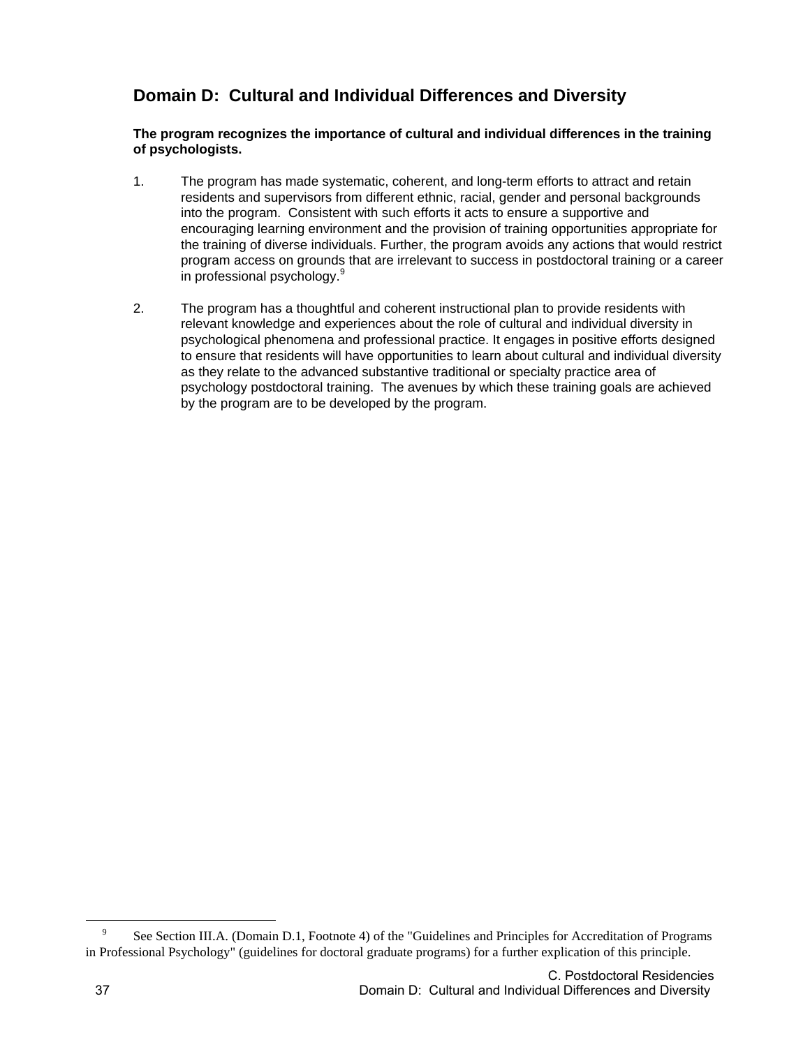## Domain D: Cultural and Individual Differences and Diversity

**The program recognizes the importance of cultural and individual differences in the training of psychologists.**

1. The program has made systematic, coherent, and long-term efforts to attract and retain residents and supervisors from different ethnic, racial, gender and personal backgrounds into the program. Consistent with such efforts it acts to ensure a supportive and encouraging learning environment and the provision of training opportunities appropriate for the training of diverse individuals. Further, the program avoids any actions that would restrict program access on grounds that are irrelevant to success in postdoctoral training or a career in professional psychology.[9]

2. The program has a thoughtful and coherent instructional plan to provide residents with relevant knowledge and experiences about the role of cultural and individual diversity in psychological phenomena and professional practice. It engages in positive efforts designed to ensure that residents will have opportunities to learn about cultural and individual diversity as they relate to the advanced substantive traditional or specialty practice area of psychology postdoctoral training. The avenues by which these training goals are achieved by the program are to be developed by the program.

---

[9] See Section III.A. (Domain D.1, Footnote 4) of the "Guidelines and Principles for Accreditation of Programs in Professional Psychology" (guidelines for doctoral graduate programs) for a further explication of this principle.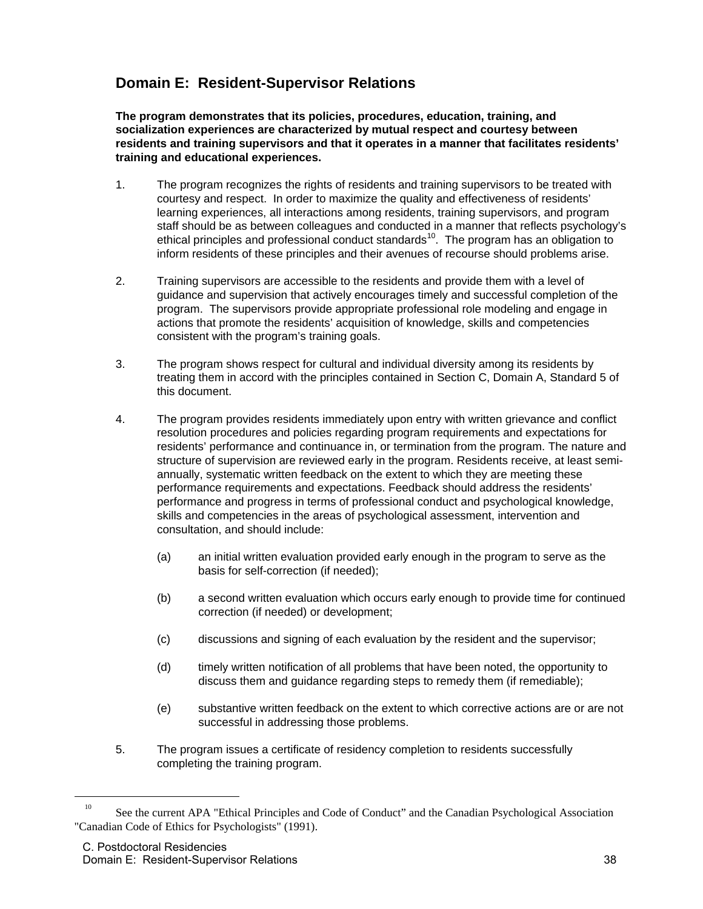## Domain E: Resident-Supervisor Relations

**The program demonstrates that its policies, procedures, education, training, and socialization experiences are characterized by mutual respect and courtesy between residents and training supervisors and that it operates in a manner that facilitates residents' training and educational experiences.**

1. The program recognizes the rights of residents and training supervisors to be treated with courtesy and respect. In order to maximize the quality and effectiveness of residents' learning experiences, all interactions among residents, training supervisors, and program staff should be as between colleagues and conducted in a manner that reflects psychology's ethical principles and professional conduct standards[10]. The program has an obligation to inform residents of these principles and their avenues of recourse should problems arise.

2. Training supervisors are accessible to the residents and provide them with a level of guidance and supervision that actively encourages timely and successful completion of the program. The supervisors provide appropriate professional role modeling and engage in actions that promote the residents' acquisition of knowledge, skills and competencies consistent with the program's training goals.

3. The program shows respect for cultural and individual diversity among its residents by treating them in accord with the principles contained in Section C, Domain A, Standard 5 of this document.

4. The program provides residents immediately upon entry with written grievance and conflict resolution procedures and policies regarding program requirements and expectations for residents' performance and continuance in, or termination from the program. The nature and structure of supervision are reviewed early in the program. Residents receive, at least semi-annually, systematic written feedback on the extent to which they are meeting these performance requirements and expectations. Feedback should address the residents' performance and progress in terms of professional conduct and psychological knowledge, skills and competencies in the areas of psychological assessment, intervention and consultation, and should include:

   (a) an initial written evaluation provided early enough in the program to serve as the basis for self-correction (if needed);

   (b) a second written evaluation which occurs early enough to provide time for continued correction (if needed) or development;

   (c) discussions and signing of each evaluation by the resident and the supervisor;

   (d) timely written notification of all problems that have been noted, the opportunity to discuss them and guidance regarding steps to remedy them (if remediable);

   (e) substantive written feedback on the extent to which corrective actions are or are not successful in addressing those problems.

5. The program issues a certificate of residency completion to residents successfully completing the training program.

---

[10] See the current APA "Ethical Principles and Code of Conduct" and the Canadian Psychological Association "Canadian Code of Ethics for Psychologists" (1991).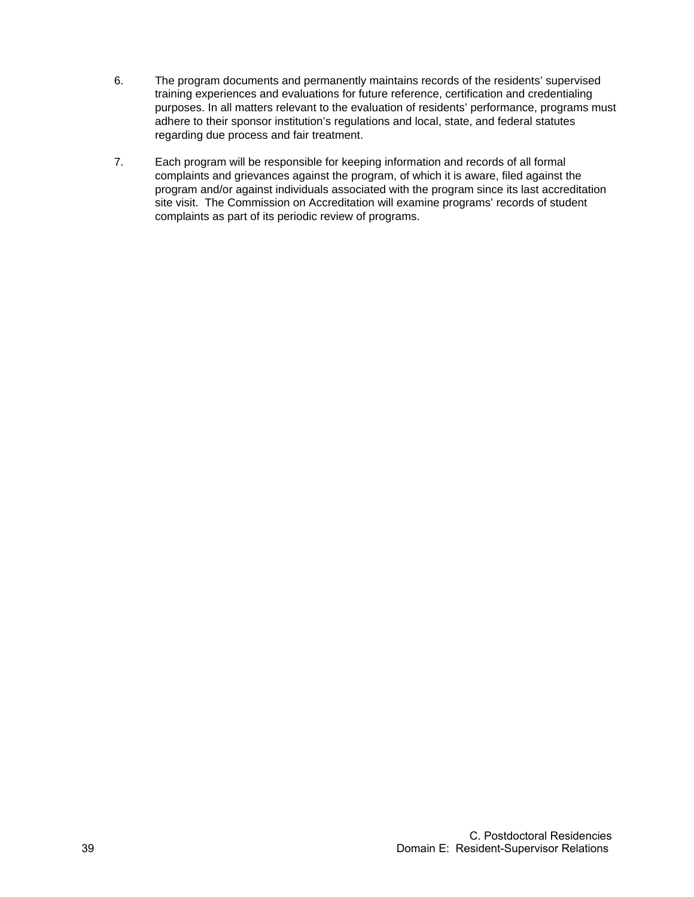6. The program documents and permanently maintains records of the residents' supervised training experiences and evaluations for future reference, certification and credentialing purposes. In all matters relevant to the evaluation of residents' performance, programs must adhere to their sponsor institution's regulations and local, state, and federal statutes regarding due process and fair treatment.

7. Each program will be responsible for keeping information and records of all formal complaints and grievances against the program, of which it is aware, filed against the program and/or against individuals associated with the program since its last accreditation site visit. The Commission on Accreditation will examine programs' records of student complaints as part of its periodic review of programs.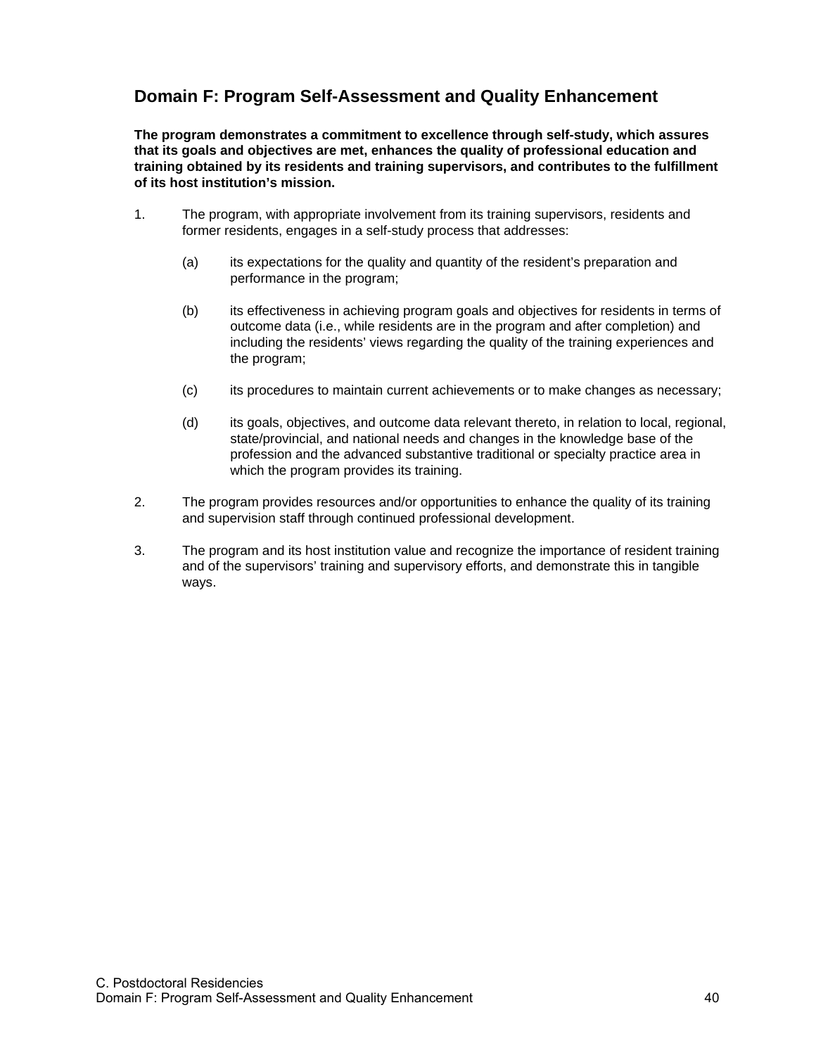## Domain F: Program Self-Assessment and Quality Enhancement

**The program demonstrates a commitment to excellence through self-study, which assures that its goals and objectives are met, enhances the quality of professional education and training obtained by its residents and training supervisors, and contributes to the fulfillment of its host institution's mission.**

1. The program, with appropriate involvement from its training supervisors, residents and former residents, engages in a self-study process that addresses:

   (a) its expectations for the quality and quantity of the resident's preparation and performance in the program;

   (b) its effectiveness in achieving program goals and objectives for residents in terms of outcome data (i.e., while residents are in the program and after completion) and including the residents' views regarding the quality of the training experiences and the program;

   (c) its procedures to maintain current achievements or to make changes as necessary;

   (d) its goals, objectives, and outcome data relevant thereto, in relation to local, regional, state/provincial, and national needs and changes in the knowledge base of the profession and the advanced substantive traditional or specialty practice area in which the program provides its training.

2. The program provides resources and/or opportunities to enhance the quality of its training and supervision staff through continued professional development.

3. The program and its host institution value and recognize the importance of resident training and of the supervisors' training and supervisory efforts, and demonstrate this in tangible ways.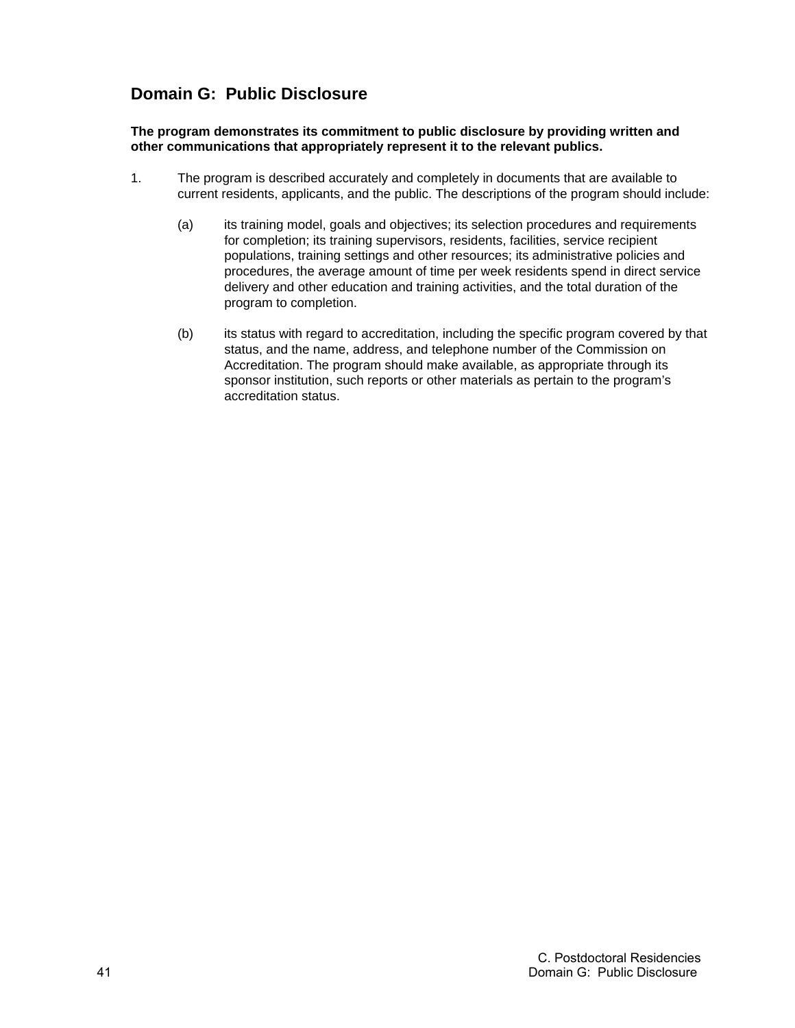## Domain G: Public Disclosure

**The program demonstrates its commitment to public disclosure by providing written and other communications that appropriately represent it to the relevant publics.**

1. The program is described accurately and completely in documents that are available to current residents, applicants, and the public. The descriptions of the program should include:

   (a) its training model, goals and objectives; its selection procedures and requirements for completion; its training supervisors, residents, facilities, service recipient populations, training settings and other resources; its administrative policies and procedures, the average amount of time per week residents spend in direct service delivery and other education and training activities, and the total duration of the program to completion.

   (b) its status with regard to accreditation, including the specific program covered by that status, and the name, address, and telephone number of the Commission on Accreditation. The program should make available, as appropriate through its sponsor institution, such reports or other materials as pertain to the program's accreditation status.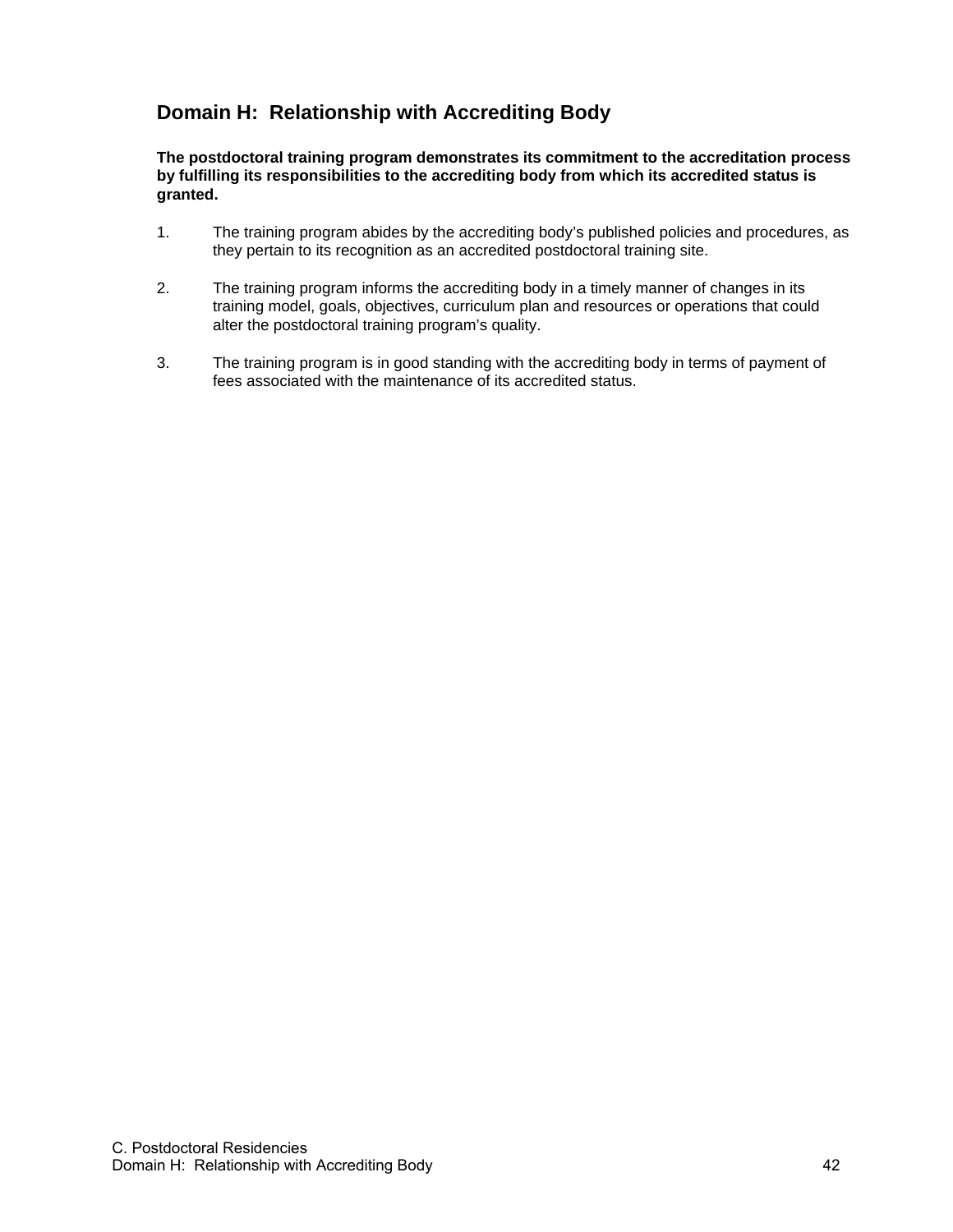## Domain H: Relationship with Accrediting Body

**The postdoctoral training program demonstrates its commitment to the accreditation process by fulfilling its responsibilities to the accrediting body from which its accredited status is granted.**

1. The training program abides by the accrediting body's published policies and procedures, as they pertain to its recognition as an accredited postdoctoral training site.

2. The training program informs the accrediting body in a timely manner of changes in its training model, goals, objectives, curriculum plan and resources or operations that could alter the postdoctoral training program's quality.

3. The training program is in good standing with the accrediting body in terms of payment of fees associated with the maintenance of its accredited status.